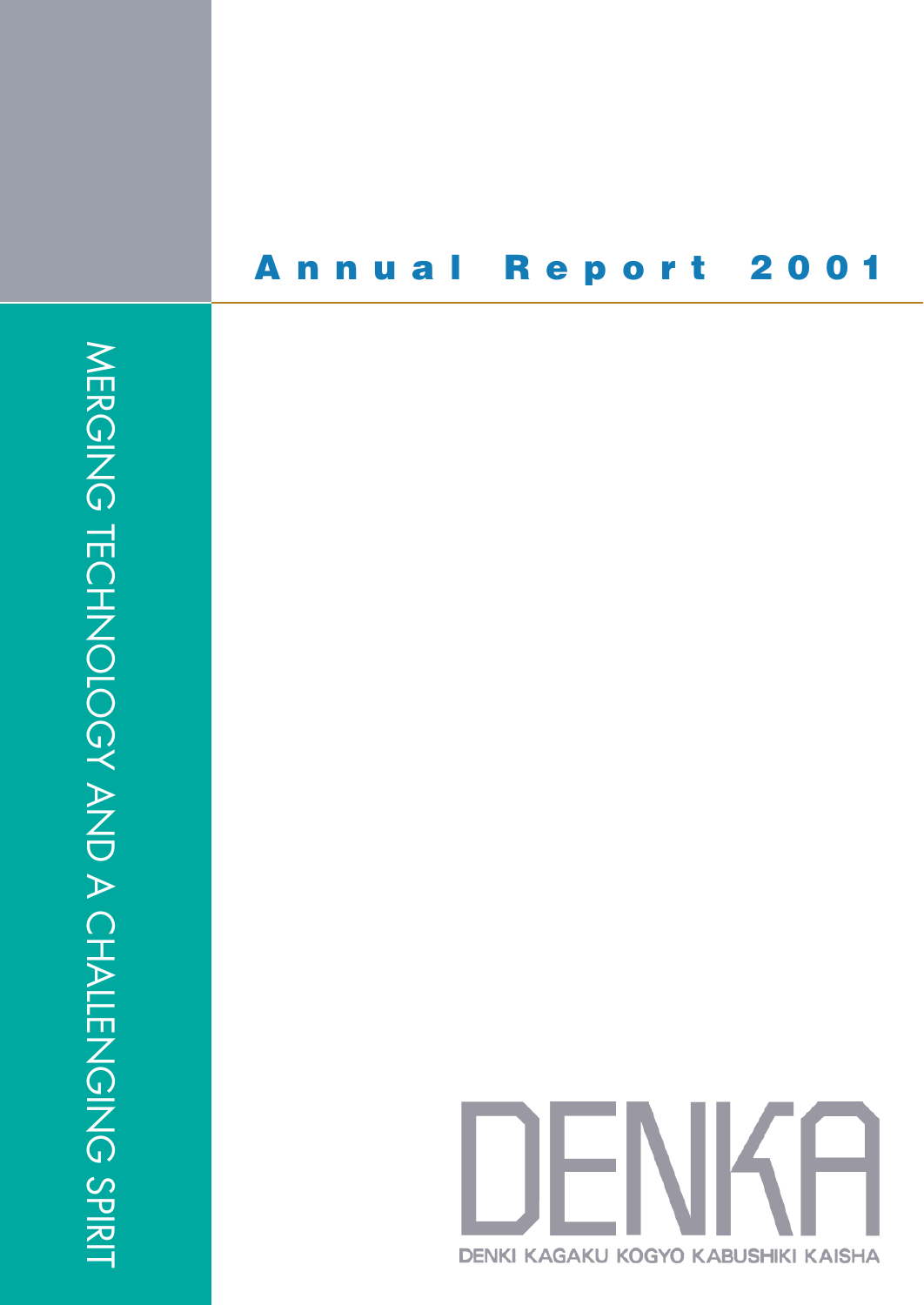# Annual Report 2001

MERGING TECHNOLOGY AND A CHALLENGING SPIRIT

DENKA

DENKI KAGAKU KOGYO KABUSHIKI KAISHA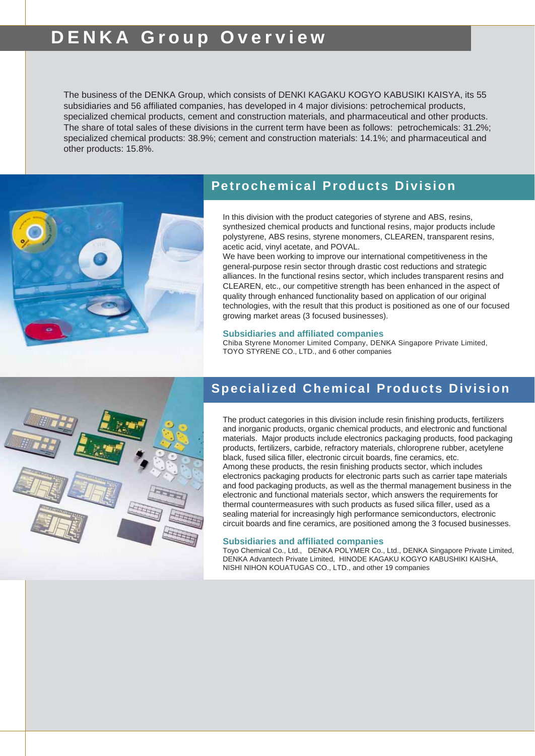# DENKA Group Overview

The business of the DENKA Group, which consists of DENKI KAGAKU KOGYO KABUSIKI KAISYA, its 55 subsidiaries and 56 affiliated companies, has developed in 4 major divisions: petrochemical products, specialized chemical products, cement and construction materials, and pharmaceutical and other products. The share of total sales of these divisions in the current term have been as follows: petrochemicals: 31.2%; specialized chemical products: 38.9%; cement and construction materials: 14.1%; and pharmaceutical and other products: 15.8%.

## Petrochemical Products Division

In this division with the product categories of styrene and ABS, resins, synthesized chemical products and functional resins, major products include polystyrene, ABS resins, styrene monomers, CLEAREN, transparent resins, acetic acid, vinyl acetate, and POVAL.

We have been working to improve our international competitiveness in the general-purpose resin sector through drastic cost reductions and strategic alliances. In the functional resins sector, which includes transparent resins and CLEAREN, etc., our competitive strength has been enhanced in the aspect of quality through enhanced functionality based on application of our original technologies, with the result that this product is positioned as one of our focused growing market areas (3 focused businesses).

### Subsidiaries and affiliated companies

Chiba Styrene Monomer Limited Company, DENKA Singapore Private Limited, TOYO STYRENE CO., LTD., and 6 other companies

## Specialized Chemical Products Division

The product categories in this division include resin finishing products, fertilizers and inorganic products, organic chemical products, and electronic and functional materials. Major products include electronics packaging products, food packaging products, fertilizers, carbide, refractory materials, chloroprene rubber, acetylene black, fused silica filler, electronic circuit boards, fine ceramics, etc.

Among these products, the resin finishing products sector, which includes electronics packaging products for electronic parts such as carrier tape materials and food packaging products, as well as the thermal management business in the electronic and functional materials sector, which answers the requirements for thermal countermeasures with such products as fused silica filler, used as a sealing material for increasingly high performance semiconductors, electronic circuit boards and fine ceramics, are positioned among the 3 focused businesses.

### Subsidiaries and affiliated companies

Toyo Chemical Co., Ltd., DENKA POLYMER Co., Ltd., DENKA Singapore Private Limited, DENKA Advantech Private Limited, HINODE KAGAKU KOGYO KABUSHIKI KAISHA, NISHI NIHON KOUATUGAS CO., LTD., and other 19 companies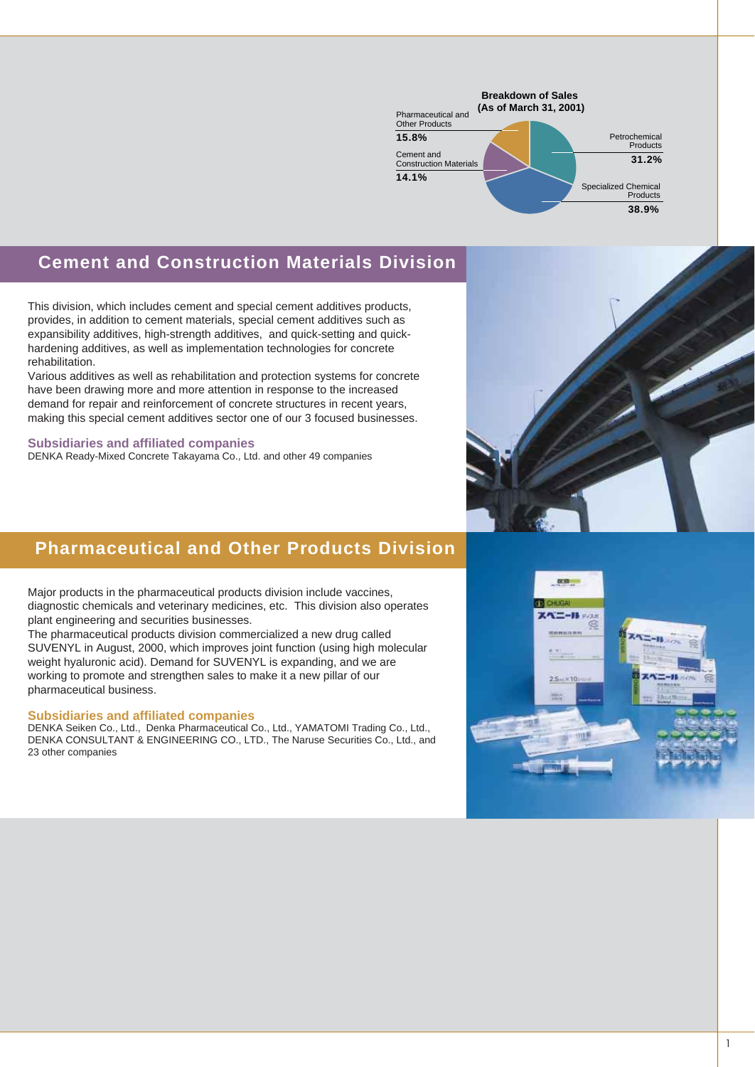**Breakdown of Sales (As of March 31, 2001)**

| Segment | Share |
|---|---|
| Pharmaceutical and Other Products | 15.8% |
| Cement and Construction Materials | 14.1% |
| Petrochemical Products | 31.2% |
| Specialized Chemical Products | 38.9% |

## Cement and Construction Materials Division

This division, which includes cement and special cement additives products, provides, in addition to cement materials, special cement additives such as expansibility additives, high-strength additives, and quick-setting and quick-hardening additives, as well as implementation technologies for concrete rehabilitation.

Various additives as well as rehabilitation and protection systems for concrete have been drawing more and more attention in response to the increased demand for repair and reinforcement of concrete structures in recent years, making this special cement additives sector one of our 3 focused businesses.

### Subsidiaries and affiliated companies

DENKA Ready-Mixed Concrete Takayama Co., Ltd. and other 49 companies

## Pharmaceutical and Other Products Division

Major products in the pharmaceutical products division include vaccines, diagnostic chemicals and veterinary medicines, etc. This division also operates plant engineering and securities businesses.

The pharmaceutical products division commercialized a new drug called SUVENYL in August, 2000, which improves joint function (using high molecular weight hyaluronic acid). Demand for SUVENYL is expanding, and we are working to promote and strengthen sales to make it a new pillar of our pharmaceutical business.

### Subsidiaries and affiliated companies

DENKA Seiken Co., Ltd., Denka Pharmaceutical Co., Ltd., YAMATOMI Trading Co., Ltd., DENKA CONSULTANT & ENGINEERING CO., LTD., The Naruse Securities Co., Ltd., and 23 other companies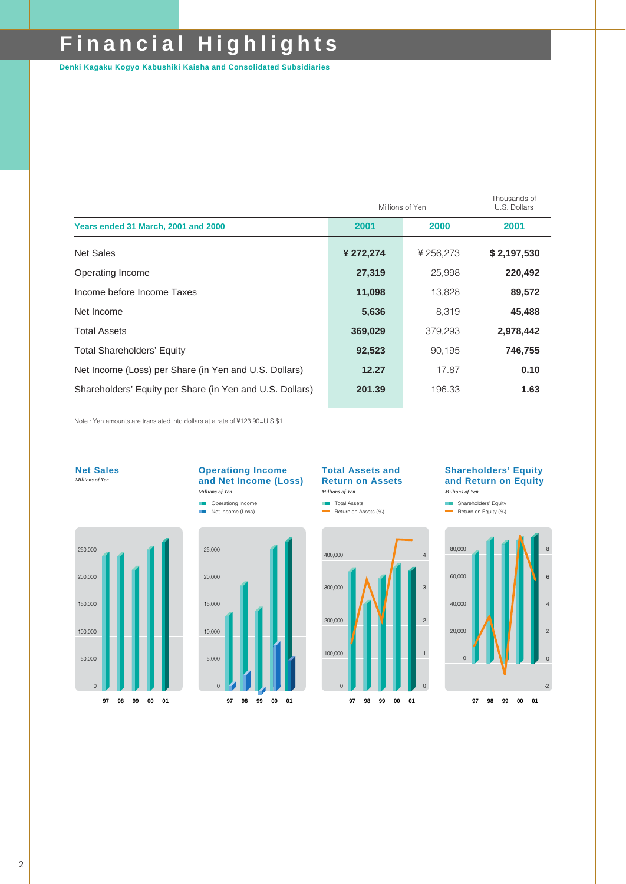# Financial Highlights

**Denki Kagaku Kogyo Kabushiki Kaisha and Consolidated Subsidiaries**

| Years ended 31 March, 2001 and 2000 | Millions of Yen 2001 | 2000 | Thousands of U.S. Dollars 2001 |
|---|---|---|---|
| Net Sales | **¥ 272,274** | ¥ 256,273 | **$ 2,197,530** |
| Operating Income | **27,319** | 25,998 | **220,492** |
| Income before Income Taxes | **11,098** | 13,828 | **89,572** |
| Net Income | **5,636** | 8,319 | **45,488** |
| Total Assets | **369,029** | 379,293 | **2,978,442** |
| Total Shareholders' Equity | **92,523** | 90,195 | **746,755** |
| Net Income (Loss) per Share (in Yen and U.S. Dollars) | **12.27** | 17.87 | **0.10** |
| Shareholders' Equity per Share (in Yen and U.S. Dollars) | **201.39** | 196.33 | **1.63** |

Note : Yen amounts are translated into dollars at a rate of ¥123.90=U.S.$1.

**Net Sales**
*Millions of Yen*

**Operationg Income and Net Income (Loss)**
*Millions of Yen*

**Total Assets and Return on Assets**
*Millions of Yen*

**Shareholders' Equity and Return on Equity**
*Millions of Yen*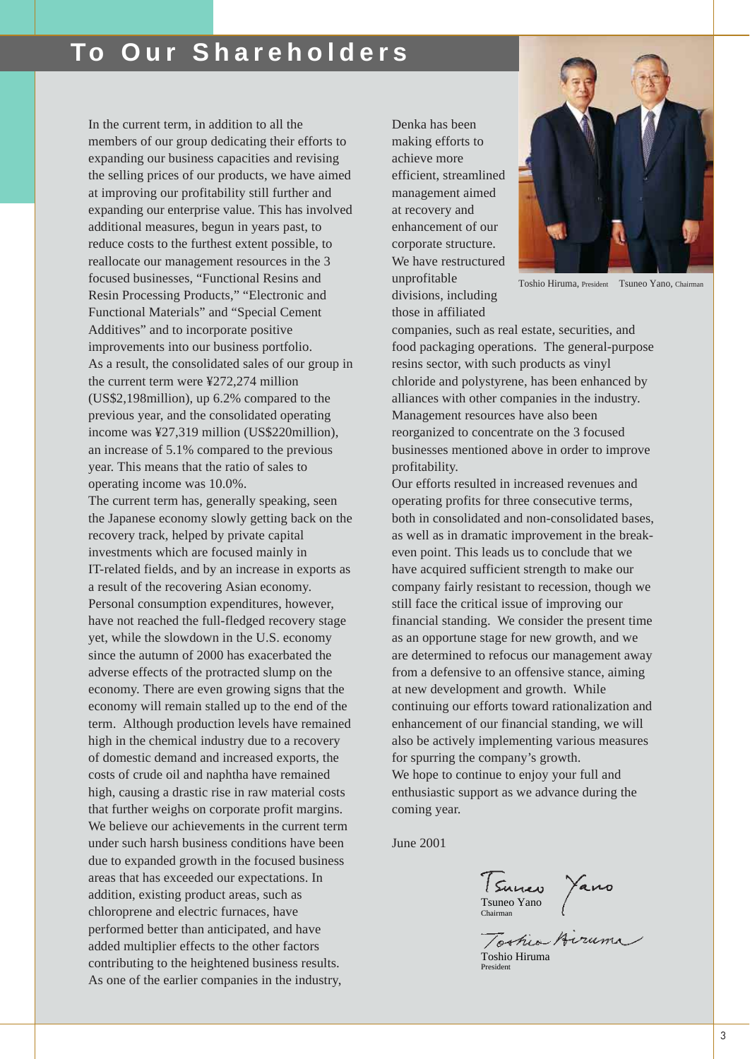# To Our Shareholders

In the current term, in addition to all the members of our group dedicating their efforts to expanding our business capacities and revising the selling prices of our products, we have aimed at improving our profitability still further and expanding our enterprise value. This has involved additional measures, begun in years past, to reduce costs to the furthest extent possible, to reallocate our management resources in the 3 focused businesses, "Functional Resins and Resin Processing Products," "Electronic and Functional Materials" and "Special Cement Additives" and to incorporate positive improvements into our business portfolio.

As a result, the consolidated sales of our group in the current term were ¥272,274 million (US$2,198million), up 6.2% compared to the previous year, and the consolidated operating income was ¥27,319 million (US$220million), an increase of 5.1% compared to the previous year. This means that the ratio of sales to operating income was 10.0%.

The current term has, generally speaking, seen the Japanese economy slowly getting back on the recovery track, helped by private capital investments which are focused mainly in IT-related fields, and by an increase in exports as a result of the recovering Asian economy. Personal consumption expenditures, however, have not reached the full-fledged recovery stage yet, while the slowdown in the U.S. economy since the autumn of 2000 has exacerbated the adverse effects of the protracted slump on the economy. There are even growing signs that the economy will remain stalled up to the end of the term. Although production levels have remained high in the chemical industry due to a recovery of domestic demand and increased exports, the costs of crude oil and naphtha have remained high, causing a drastic rise in raw material costs that further weighs on corporate profit margins.

We believe our achievements in the current term under such harsh business conditions have been due to expanded growth in the focused business areas that has exceeded our expectations. In addition, existing product areas, such as chloroprene and electric furnaces, have performed better than anticipated, and have added multiplier effects to the other factors contributing to the heightened business results.

As one of the earlier companies in the industry, Denka has been making efforts to achieve more efficient, streamlined management aimed at recovery and enhancement of our corporate structure. We have restructured unprofitable divisions, including those in affiliated companies, such as real estate, securities, and food packaging operations. The general-purpose resins sector, with such products as vinyl chloride and polystyrene, has been enhanced by alliances with other companies in the industry. Management resources have also been reorganized to concentrate on the 3 focused businesses mentioned above in order to improve profitability.

Our efforts resulted in increased revenues and operating profits for three consecutive terms, both in consolidated and non-consolidated bases, as well as in dramatic improvement in the break-even point. This leads us to conclude that we have acquired sufficient strength to make our company fairly resistant to recession, though we still face the critical issue of improving our financial standing. We consider the present time as an opportune stage for new growth, and we are determined to refocus our management away from a defensive to an offensive stance, aiming at new development and growth. While continuing our efforts toward rationalization and enhancement of our financial standing, we will also be actively implementing various measures for spurring the company's growth.

We hope to continue to enjoy your full and enthusiastic support as we advance during the coming year.

Toshio Hiruma, President  Tsuneo Yano, Chairman

June 2001

Tsuneo Yano
Chairman

Toshio Hiruma
President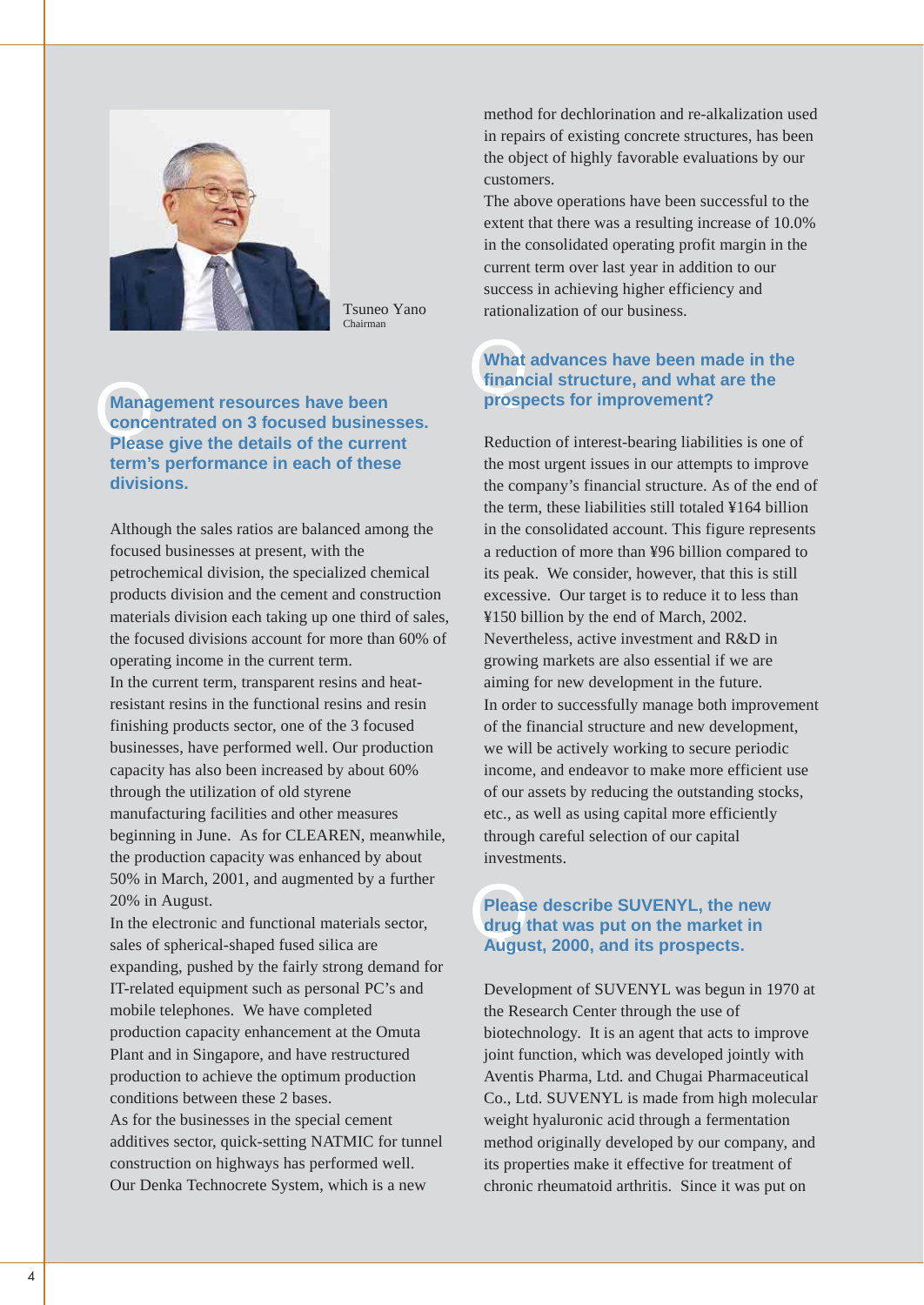Tsuneo Yano
Chairman

## Management resources have been concentrated on 3 focused businesses. Please give the details of the current term's performance in each of these divisions.

Although the sales ratios are balanced among the focused businesses at present, with the petrochemical division, the specialized chemical products division and the cement and construction materials division each taking up one third of sales, the focused divisions account for more than 60% of operating income in the current term.

In the current term, transparent resins and heat-resistant resins in the functional resins and resin finishing products sector, one of the 3 focused businesses, have performed well. Our production capacity has also been increased by about 60% through the utilization of old styrene manufacturing facilities and other measures beginning in June. As for CLEAREN, meanwhile, the production capacity was enhanced by about 50% in March, 2001, and augmented by a further 20% in August.

In the electronic and functional materials sector, sales of spherical-shaped fused silica are expanding, pushed by the fairly strong demand for IT-related equipment such as personal PC's and mobile telephones. We have completed production capacity enhancement at the Omuta Plant and in Singapore, and have restructured production to achieve the optimum production conditions between these 2 bases.

As for the businesses in the special cement additives sector, quick-setting NATMIC for tunnel construction on highways has performed well. Our Denka Technocrete System, which is a new method for dechlorination and re-alkalization used in repairs of existing concrete structures, has been the object of highly favorable evaluations by our customers.

The above operations have been successful to the extent that there was a resulting increase of 10.0% in the consolidated operating profit margin in the current term over last year in addition to our success in achieving higher efficiency and rationalization of our business.

## What advances have been made in the financial structure, and what are the prospects for improvement?

Reduction of interest-bearing liabilities is one of the most urgent issues in our attempts to improve the company's financial structure. As of the end of the term, these liabilities still totaled ¥164 billion in the consolidated account. This figure represents a reduction of more than ¥96 billion compared to its peak. We consider, however, that this is still excessive. Our target is to reduce it to less than ¥150 billion by the end of March, 2002.

Nevertheless, active investment and R&D in growing markets are also essential if we are aiming for new development in the future.

In order to successfully manage both improvement of the financial structure and new development, we will be actively working to secure periodic income, and endeavor to make more efficient use of our assets by reducing the outstanding stocks, etc., as well as using capital more efficiently through careful selection of our capital investments.

## Please describe SUVENYL, the new drug that was put on the market in August, 2000, and its prospects.

Development of SUVENYL was begun in 1970 at the Research Center through the use of biotechnology. It is an agent that acts to improve joint function, which was developed jointly with Aventis Pharma, Ltd. and Chugai Pharmaceutical Co., Ltd. SUVENYL is made from high molecular weight hyaluronic acid through a fermentation method originally developed by our company, and its properties make it effective for treatment of chronic rheumatoid arthritis. Since it was put on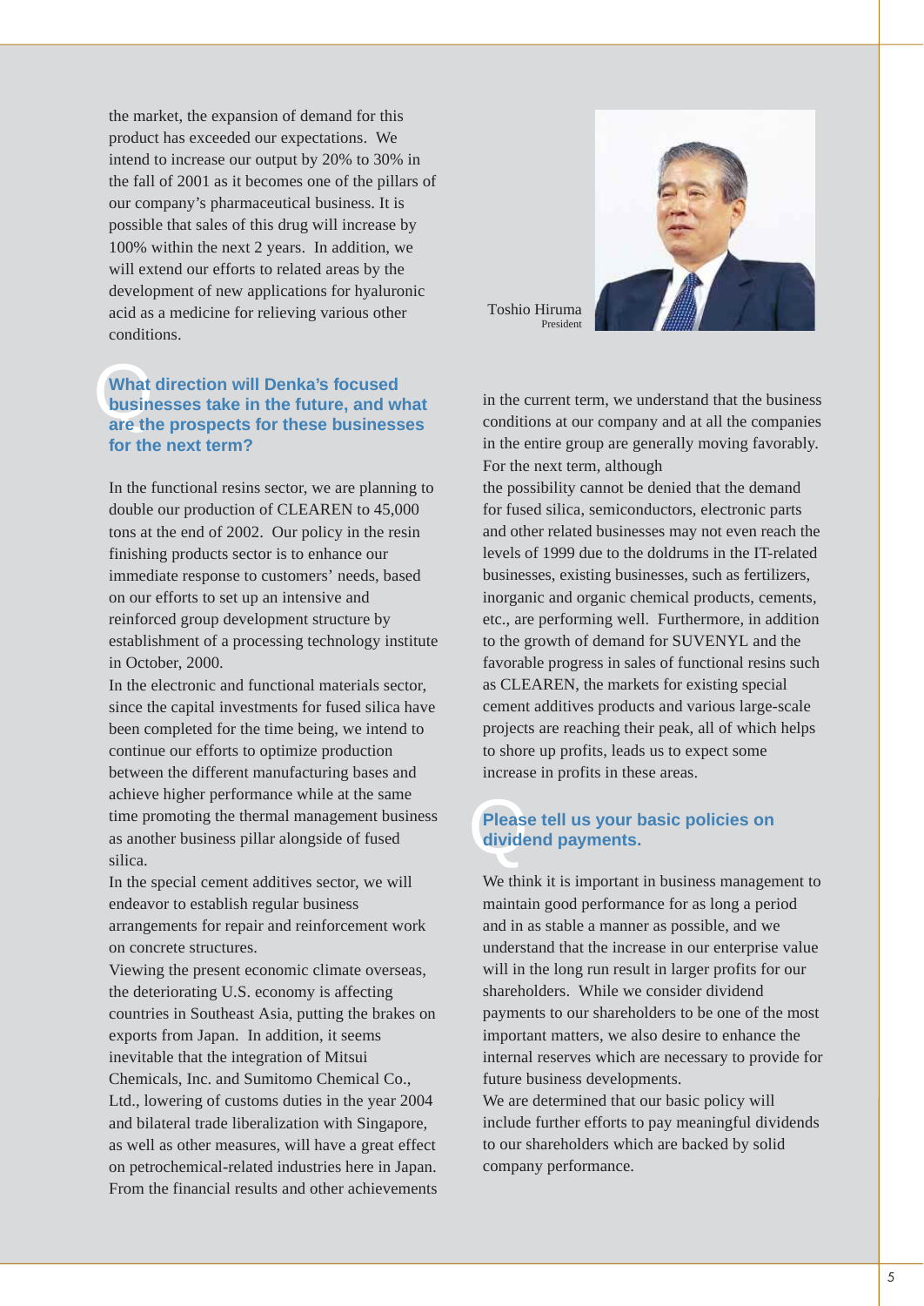the market, the expansion of demand for this product has exceeded our expectations. We intend to increase our output by 20% to 30% in the fall of 2001 as it becomes one of the pillars of our company's pharmaceutical business. It is possible that sales of this drug will increase by 100% within the next 2 years. In addition, we will extend our efforts to related areas by the development of new applications for hyaluronic acid as a medicine for relieving various other conditions.

Toshio Hiruma
President

## What direction will Denka's focused businesses take in the future, and what are the prospects for these businesses for the next term?

In the functional resins sector, we are planning to double our production of CLEAREN to 45,000 tons at the end of 2002. Our policy in the resin finishing products sector is to enhance our immediate response to customers' needs, based on our efforts to set up an intensive and reinforced group development structure by establishment of a processing technology institute in October, 2000.

In the electronic and functional materials sector, since the capital investments for fused silica have been completed for the time being, we intend to continue our efforts to optimize production between the different manufacturing bases and achieve higher performance while at the same time promoting the thermal management business as another business pillar alongside of fused silica.

In the special cement additives sector, we will endeavor to establish regular business arrangements for repair and reinforcement work on concrete structures.

Viewing the present economic climate overseas, the deteriorating U.S. economy is affecting countries in Southeast Asia, putting the brakes on exports from Japan. In addition, it seems inevitable that the integration of Mitsui Chemicals, Inc. and Sumitomo Chemical Co., Ltd., lowering of customs duties in the year 2004 and bilateral trade liberalization with Singapore, as well as other measures, will have a great effect on petrochemical-related industries here in Japan. From the financial results and other achievements in the current term, we understand that the business conditions at our company and at all the companies in the entire group are generally moving favorably. For the next term, although the possibility cannot be denied that the demand for fused silica, semiconductors, electronic parts and other related businesses may not even reach the levels of 1999 due to the doldrums in the IT-related businesses, existing businesses, such as fertilizers, inorganic and organic chemical products, cements, etc., are performing well. Furthermore, in addition to the growth of demand for SUVENYL and the favorable progress in sales of functional resins such as CLEAREN, the markets for existing special cement additives products and various large-scale projects are reaching their peak, all of which helps to shore up profits, leads us to expect some increase in profits in these areas.

## Please tell us your basic policies on dividend payments.

We think it is important in business management to maintain good performance for as long a period and in as stable a manner as possible, and we understand that the increase in our enterprise value will in the long run result in larger profits for our shareholders. While we consider dividend payments to our shareholders to be one of the most important matters, we also desire to enhance the internal reserves which are necessary to provide for future business developments.

We are determined that our basic policy will include further efforts to pay meaningful dividends to our shareholders which are backed by solid company performance.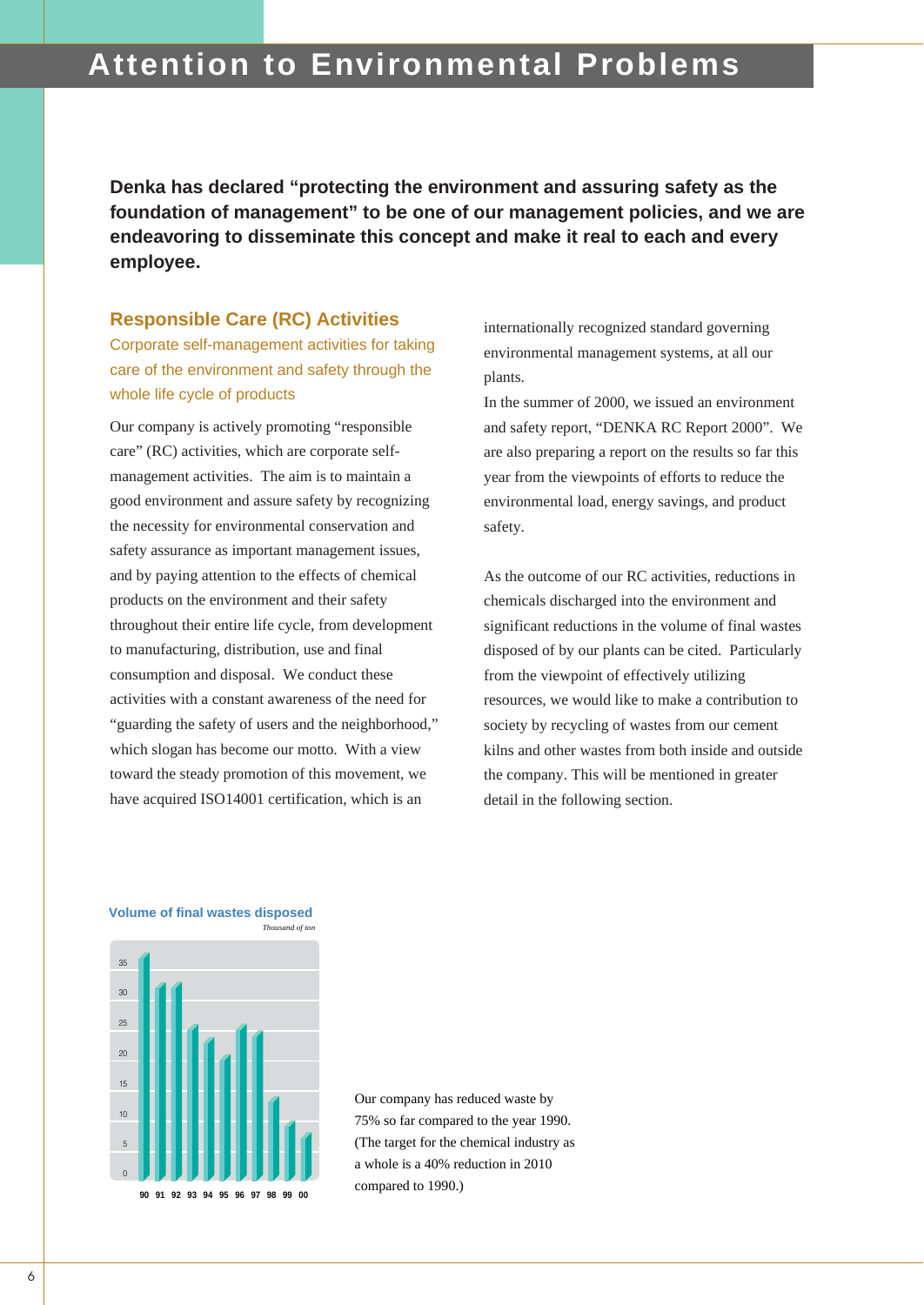# Attention to Environmental Problems

**Denka has declared “protecting the environment and assuring safety as the foundation of management” to be one of our management policies, and we are endeavoring to disseminate this concept and make it real to each and every employee.**

## Responsible Care (RC) Activities

### Corporate self-management activities for taking care of the environment and safety through the whole life cycle of products

Our company is actively promoting “responsible care” (RC) activities, which are corporate self-management activities. The aim is to maintain a good environment and assure safety by recognizing the necessity for environmental conservation and safety assurance as important management issues, and by paying attention to the effects of chemical products on the environment and their safety throughout their entire life cycle, from development to manufacturing, distribution, use and final consumption and disposal. We conduct these activities with a constant awareness of the need for “guarding the safety of users and the neighborhood,” which slogan has become our motto. With a view toward the steady promotion of this movement, we have acquired ISO14001 certification, which is an internationally recognized standard governing environmental management systems, at all our plants.

In the summer of 2000, we issued an environment and safety report, “DENKA RC Report 2000”. We are also preparing a report on the results so far this year from the viewpoints of efforts to reduce the environmental load, energy savings, and product safety.

As the outcome of our RC activities, reductions in chemicals discharged into the environment and significant reductions in the volume of final wastes disposed of by our plants can be cited. Particularly from the viewpoint of effectively utilizing resources, we would like to make a contribution to society by recycling of wastes from our cement kilns and other wastes from both inside and outside the company. This will be mentioned in greater detail in the following section.

**Volume of final wastes disposed**

*Thousand of ton*

(Bar chart, years 90–00; y-axis 0–35)

Our company has reduced waste by 75% so far compared to the year 1990. (The target for the chemical industry as a whole is a 40% reduction in 2010 compared to 1990.)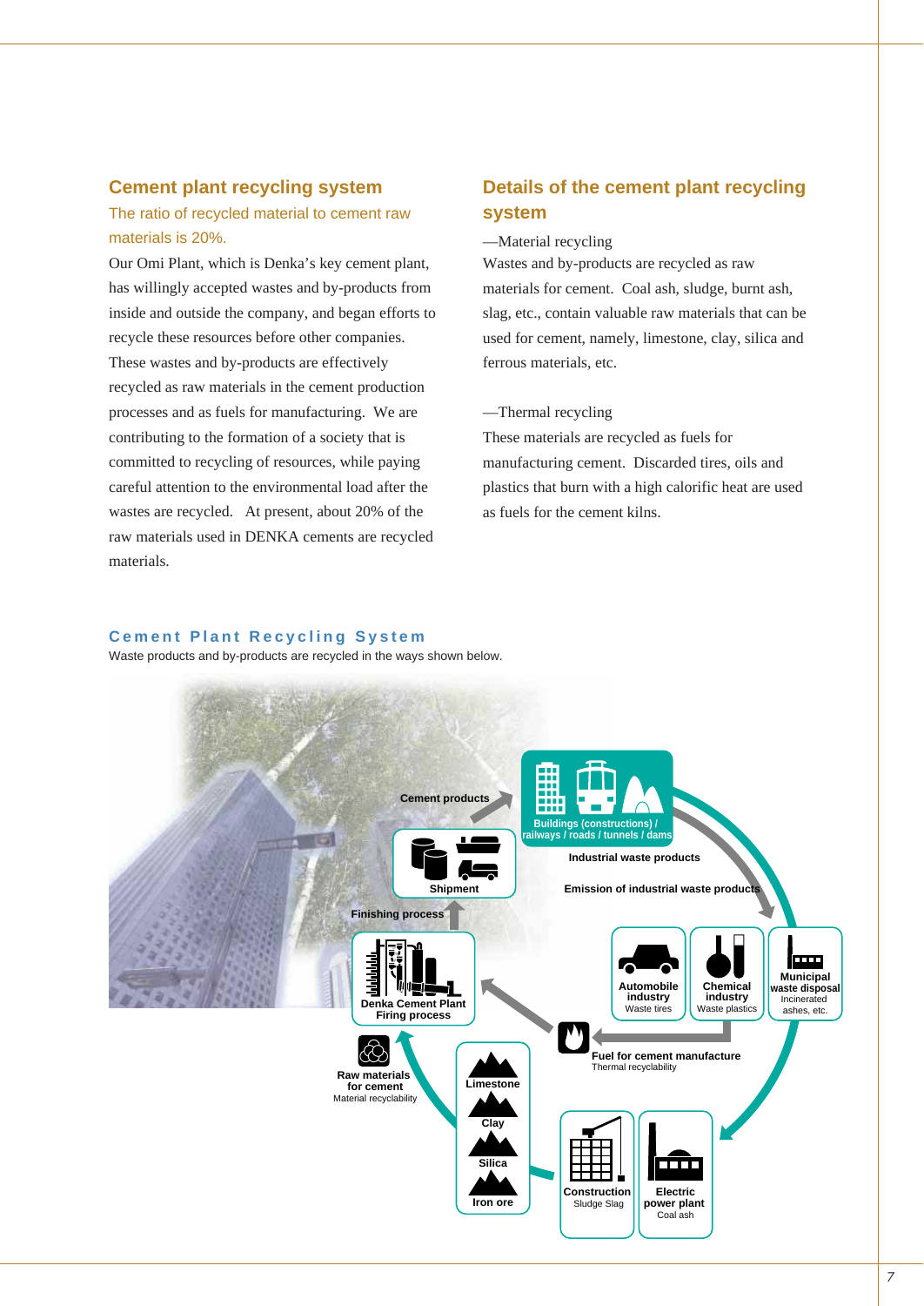## Cement plant recycling system

### The ratio of recycled material to cement raw materials is 20%.

Our Omi Plant, which is Denka's key cement plant, has willingly accepted wastes and by-products from inside and outside the company, and began efforts to recycle these resources before other companies. These wastes and by-products are effectively recycled as raw materials in the cement production processes and as fuels for manufacturing. We are contributing to the formation of a society that is committed to recycling of resources, while paying careful attention to the environmental load after the wastes are recycled. At present, about 20% of the raw materials used in DENKA cements are recycled materials.

## Details of the cement plant recycling system

—Material recycling

Wastes and by-products are recycled as raw materials for cement. Coal ash, sludge, burnt ash, slag, etc., contain valuable raw materials that can be used for cement, namely, limestone, clay, silica and ferrous materials, etc.

—Thermal recycling

These materials are recycled as fuels for manufacturing cement. Discarded tires, oils and plastics that burn with a high calorific heat are used as fuels for the cement kilns.

### Cement Plant Recycling System

Waste products and by-products are recycled in the ways shown below.

Cement products

Buildings (constructions) / railways / roads / tunnels / dams

Shipment

Industrial waste products

Emission of industrial waste products

Finishing process

Denka Cement Plant Firing process

Automobile industry Waste tires

Chemical industry Waste plastics

Municipal waste disposal Incinerated ashes, etc.

Fuel for cement manufacture Thermal recyclability

Raw materials for cement Material recyclability

Limestone

Clay

Silica

Iron ore

Construction Sludge Slag

Electric power plant Coal ash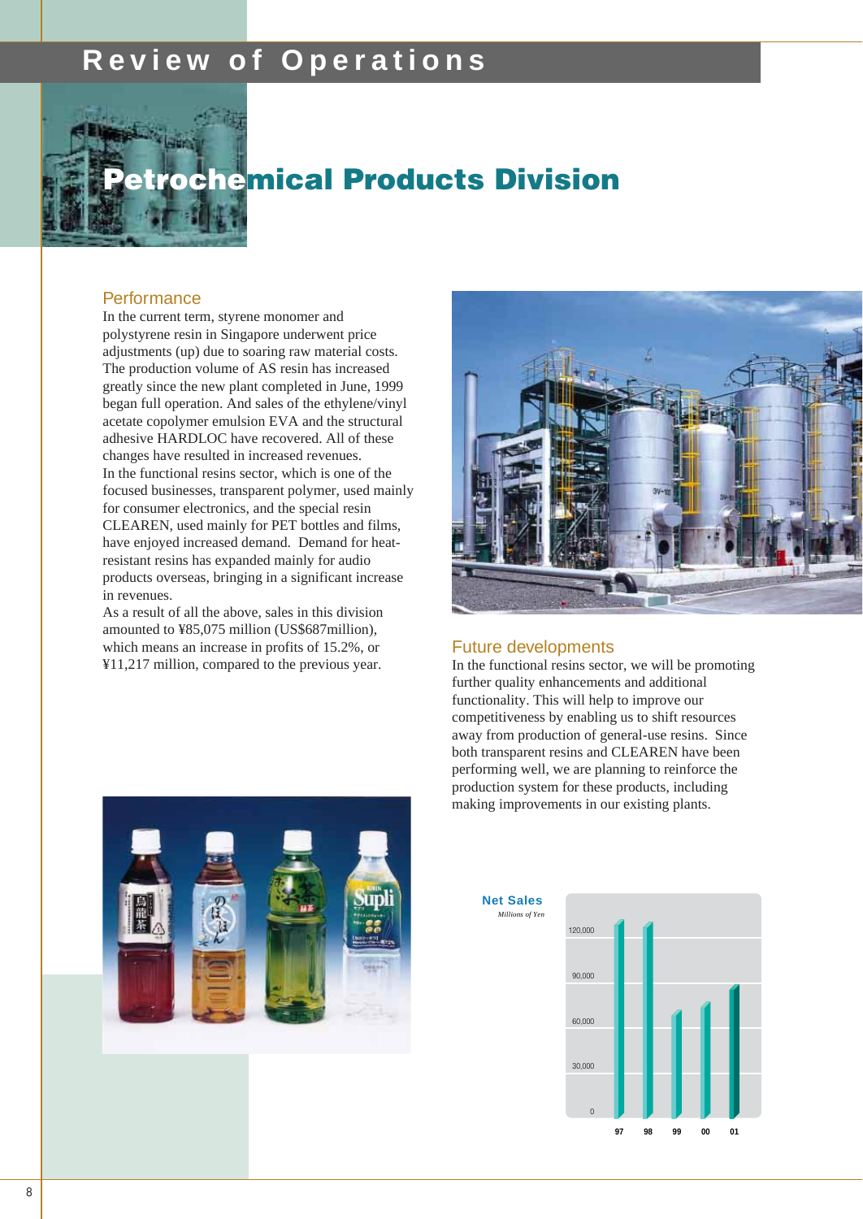# Review of Operations

## Petrochemical Products Division

### Performance

In the current term, styrene monomer and polystyrene resin in Singapore underwent price adjustments (up) due to soaring raw material costs. The production volume of AS resin has increased greatly since the new plant completed in June, 1999 began full operation. And sales of the ethylene/vinyl acetate copolymer emulsion EVA and the structural adhesive HARDLOC have recovered. All of these changes have resulted in increased revenues.

In the functional resins sector, which is one of the focused businesses, transparent polymer, used mainly for consumer electronics, and the special resin CLEAREN, used mainly for PET bottles and films, have enjoyed increased demand. Demand for heat-resistant resins has expanded mainly for audio products overseas, bringing in a significant increase in revenues.

As a result of all the above, sales in this division amounted to ¥85,075 million (US$687million), which means an increase in profits of 15.2%, or ¥11,217 million, compared to the previous year.

### Future developments

In the functional resins sector, we will be promoting further quality enhancements and additional functionality. This will help to improve our competitiveness by enabling us to shift resources away from production of general-use resins. Since both transparent resins and CLEAREN have been performing well, we are planning to reinforce the production system for these products, including making improvements in our existing plants.

**Net Sales**

*Millions of Yen*

120,000
90,000
60,000
30,000
0

97 98 99 00 01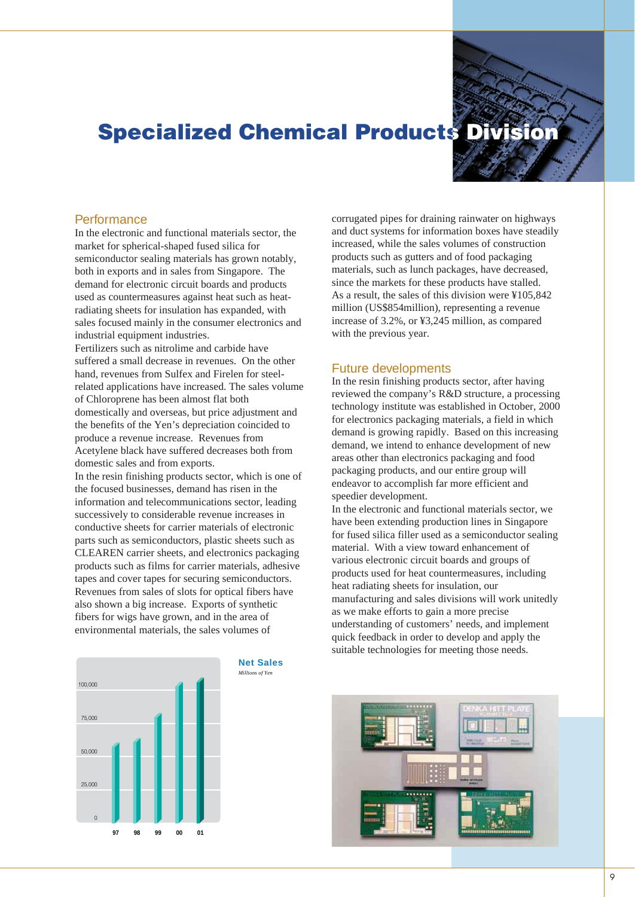# Specialized Chemical Products Division

## Performance

In the electronic and functional materials sector, the market for spherical-shaped fused silica for semiconductor sealing materials has grown notably, both in exports and in sales from Singapore. The demand for electronic circuit boards and products used as countermeasures against heat such as heat-radiating sheets for insulation has expanded, with sales focused mainly in the consumer electronics and industrial equipment industries.

Fertilizers such as nitrolime and carbide have suffered a small decrease in revenues. On the other hand, revenues from Sulfex and Firelen for steel-related applications have increased. The sales volume of Chloroprene has been almost flat both domestically and overseas, but price adjustment and the benefits of the Yen's depreciation coincided to produce a revenue increase. Revenues from Acetylene black have suffered decreases both from domestic sales and from exports.

In the resin finishing products sector, which is one of the focused businesses, demand has risen in the information and telecommunications sector, leading successively to considerable revenue increases in conductive sheets for carrier materials of electronic parts such as semiconductors, plastic sheets such as CLEAREN carrier sheets, and electronics packaging products such as films for carrier materials, adhesive tapes and cover tapes for securing semiconductors. Revenues from sales of slots for optical fibers have also shown a big increase. Exports of synthetic fibers for wigs have grown, and in the area of environmental materials, the sales volumes of corrugated pipes for draining rainwater on highways and duct systems for information boxes have steadily increased, while the sales volumes of construction products such as gutters and of food packaging materials, such as lunch packages, have decreased, since the markets for these products have stalled.

As a result, the sales of this division were ¥105,842 million (US$854million), representing a revenue increase of 3.2%, or ¥3,245 million, as compared with the previous year.

**Net Sales**
*Millions of Yen*

| Year | 97 | 98 | 99 | 00 | 01 |
|---|---|---|---|---|---|

(Chart axis: 0, 25,000, 50,000, 75,000, 100,000)

## Future developments

In the resin finishing products sector, after having reviewed the company's R&D structure, a processing technology institute was established in October, 2000 for electronics packaging materials, a field in which demand is growing rapidly. Based on this increasing demand, we intend to enhance development of new areas other than electronics packaging and food packaging products, and our entire group will endeavor to accomplish far more efficient and speedier development.

In the electronic and functional materials sector, we have been extending production lines in Singapore for fused silica filler used as a semiconductor sealing material. With a view toward enhancement of various electronic circuit boards and groups of products used for heat countermeasures, including heat radiating sheets for insulation, our manufacturing and sales divisions will work unitedly as we make efforts to gain a more precise understanding of customers' needs, and implement quick feedback in order to develop and apply the suitable technologies for meeting those needs.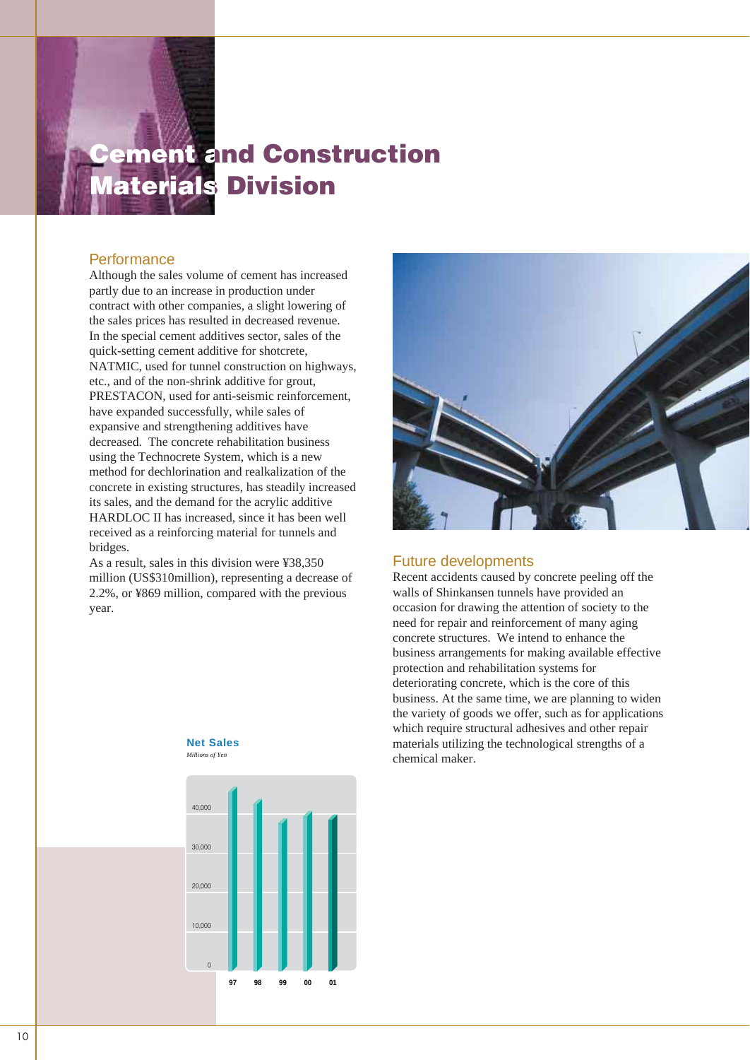# Cement and Construction Materials Division

## Performance

Although the sales volume of cement has increased partly due to an increase in production under contract with other companies, a slight lowering of the sales prices has resulted in decreased revenue. In the special cement additives sector, sales of the quick-setting cement additive for shotcrete, NATMIC, used for tunnel construction on highways, etc., and of the non-shrink additive for grout, PRESTACON, used for anti-seismic reinforcement, have expanded successfully, while sales of expansive and strengthening additives have decreased. The concrete rehabilitation business using the Technocrete System, which is a new method for dechlorination and realkalization of the concrete in existing structures, has steadily increased its sales, and the demand for the acrylic additive HARDLOC II has increased, since it has been well received as a reinforcing material for tunnels and bridges.

As a result, sales in this division were ¥38,350 million (US$310million), representing a decrease of 2.2%, or ¥869 million, compared with the previous year.

**Net Sales**
*Millions of Yen*

## Future developments

Recent accidents caused by concrete peeling off the walls of Shinkansen tunnels have provided an occasion for drawing the attention of society to the need for repair and reinforcement of many aging concrete structures. We intend to enhance the business arrangements for making available effective protection and rehabilitation systems for deteriorating concrete, which is the core of this business. At the same time, we are planning to widen the variety of goods we offer, such as for applications which require structural adhesives and other repair materials utilizing the technological strengths of a chemical maker.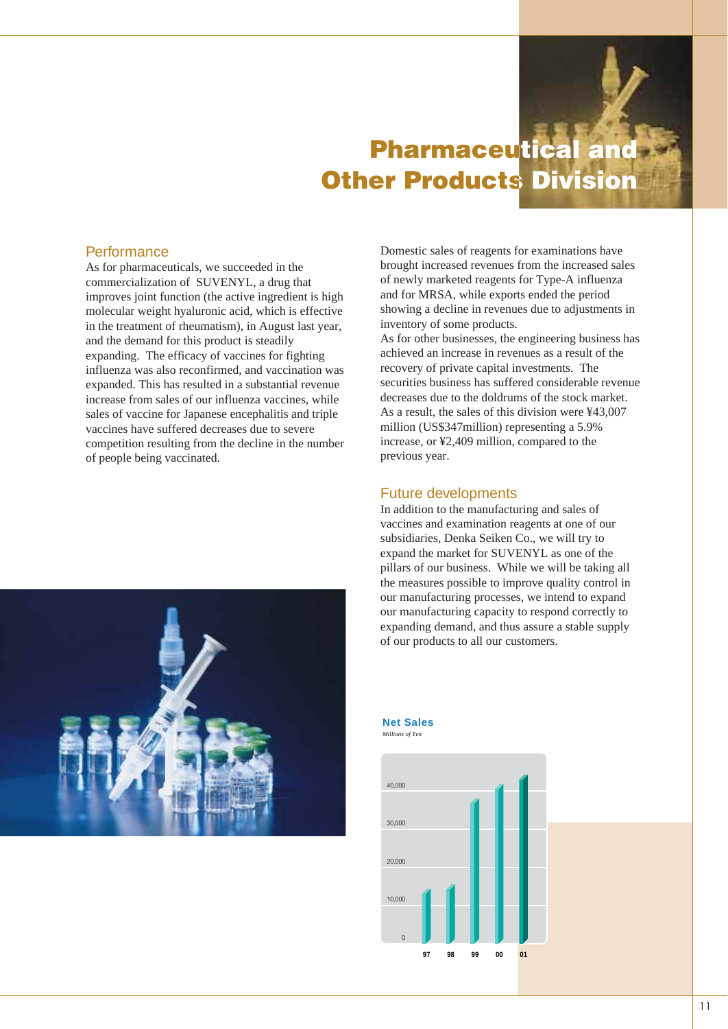# Pharmaceutical and Other Products Division

## Performance

As for pharmaceuticals, we succeeded in the commercialization of SUVENYL, a drug that improves joint function (the active ingredient is high molecular weight hyaluronic acid, which is effective in the treatment of rheumatism), in August last year, and the demand for this product is steadily expanding. The efficacy of vaccines for fighting influenza was also reconfirmed, and vaccination was expanded. This has resulted in a substantial revenue increase from sales of our influenza vaccines, while sales of vaccine for Japanese encephalitis and triple vaccines have suffered decreases due to severe competition resulting from the decline in the number of people being vaccinated.

Domestic sales of reagents for examinations have brought increased revenues from the increased sales of newly marketed reagents for Type-A influenza and for MRSA, while exports ended the period showing a decline in revenues due to adjustments in inventory of some products.

As for other businesses, the engineering business has achieved an increase in revenues as a result of the recovery of private capital investments. The securities business has suffered considerable revenue decreases due to the doldrums of the stock market.

As a result, the sales of this division were ¥43,007 million (US$347million) representing a 5.9% increase, or ¥2,409 million, compared to the previous year.

## Future developments

In addition to the manufacturing and sales of vaccines and examination reagents at one of our subsidiaries, Denka Seiken Co., we will try to expand the market for SUVENYL as one of the pillars of our business. While we will be taking all the measures possible to improve quality control in our manufacturing processes, we intend to expand our manufacturing capacity to respond correctly to expanding demand, and thus assure a stable supply of our products to all our customers.

**Net Sales**

*Millions of Yen*

(Bar chart: 97, 98, 99, 00, 01; axis 0 – 40,000)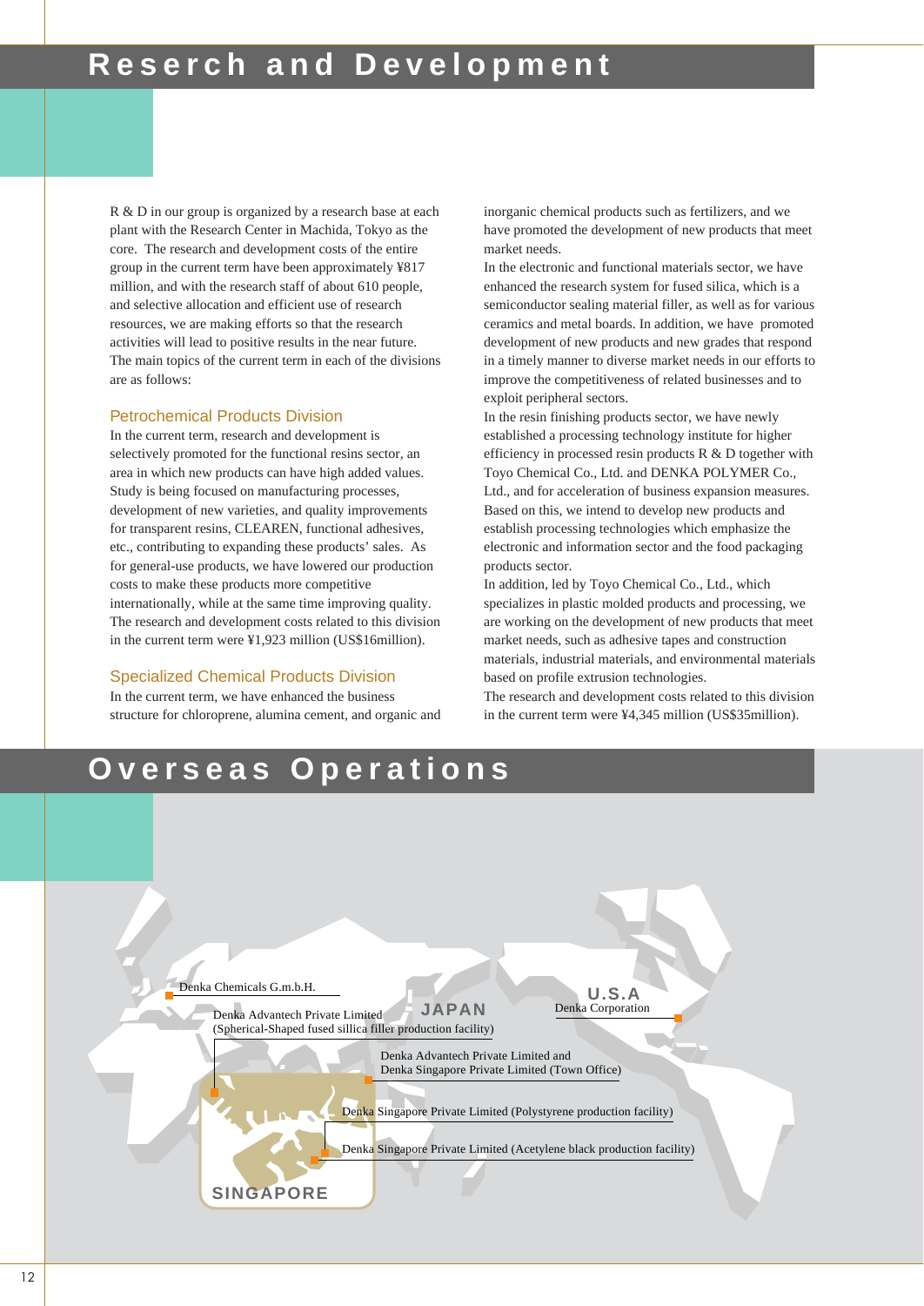# Reserch and Development

R & D in our group is organized by a research base at each plant with the Research Center in Machida, Tokyo as the core. The research and development costs of the entire group in the current term have been approximately ¥817 million, and with the research staff of about 610 people, and selective allocation and efficient use of research resources, we are making efforts so that the research activities will lead to positive results in the near future. The main topics of the current term in each of the divisions are as follows:

## Petrochemical Products Division

In the current term, research and development is selectively promoted for the functional resins sector, an area in which new products can have high added values. Study is being focused on manufacturing processes, development of new varieties, and quality improvements for transparent resins, CLEAREN, functional adhesives, etc., contributing to expanding these products' sales. As for general-use products, we have lowered our production costs to make these products more competitive internationally, while at the same time improving quality. The research and development costs related to this division in the current term were ¥1,923 million (US$16million).

## Specialized Chemical Products Division

In the current term, we have enhanced the business structure for chloroprene, alumina cement, and organic and inorganic chemical products such as fertilizers, and we have promoted the development of new products that meet market needs.

In the electronic and functional materials sector, we have enhanced the research system for fused silica, which is a semiconductor sealing material filler, as well as for various ceramics and metal boards. In addition, we have promoted development of new products and new grades that respond in a timely manner to diverse market needs in our efforts to improve the competitiveness of related businesses and to exploit peripheral sectors.

In the resin finishing products sector, we have newly established a processing technology institute for higher efficiency in processed resin products R & D together with Toyo Chemical Co., Ltd. and DENKA POLYMER Co., Ltd., and for acceleration of business expansion measures. Based on this, we intend to develop new products and establish processing technologies which emphasize the electronic and information sector and the food packaging products sector.

In addition, led by Toyo Chemical Co., Ltd., which specializes in plastic molded products and processing, we are working on the development of new products that meet market needs, such as adhesive tapes and construction materials, industrial materials, and environmental materials based on profile extrusion technologies.

The research and development costs related to this division in the current term were ¥4,345 million (US$35million).

# Overseas Operations

- Denka Chemicals G.m.b.H.
- JAPAN
- U.S.A — Denka Corporation
- SINGAPORE
  - Denka Advantech Private Limited (Spherical-Shaped fused sillica filler production facility)
  - Denka Advantech Private Limited and Denka Singapore Private Limited (Town Office)
  - Denka Singapore Private Limited (Polystyrene production facility)
  - Denka Singapore Private Limited (Acetylene black production facility)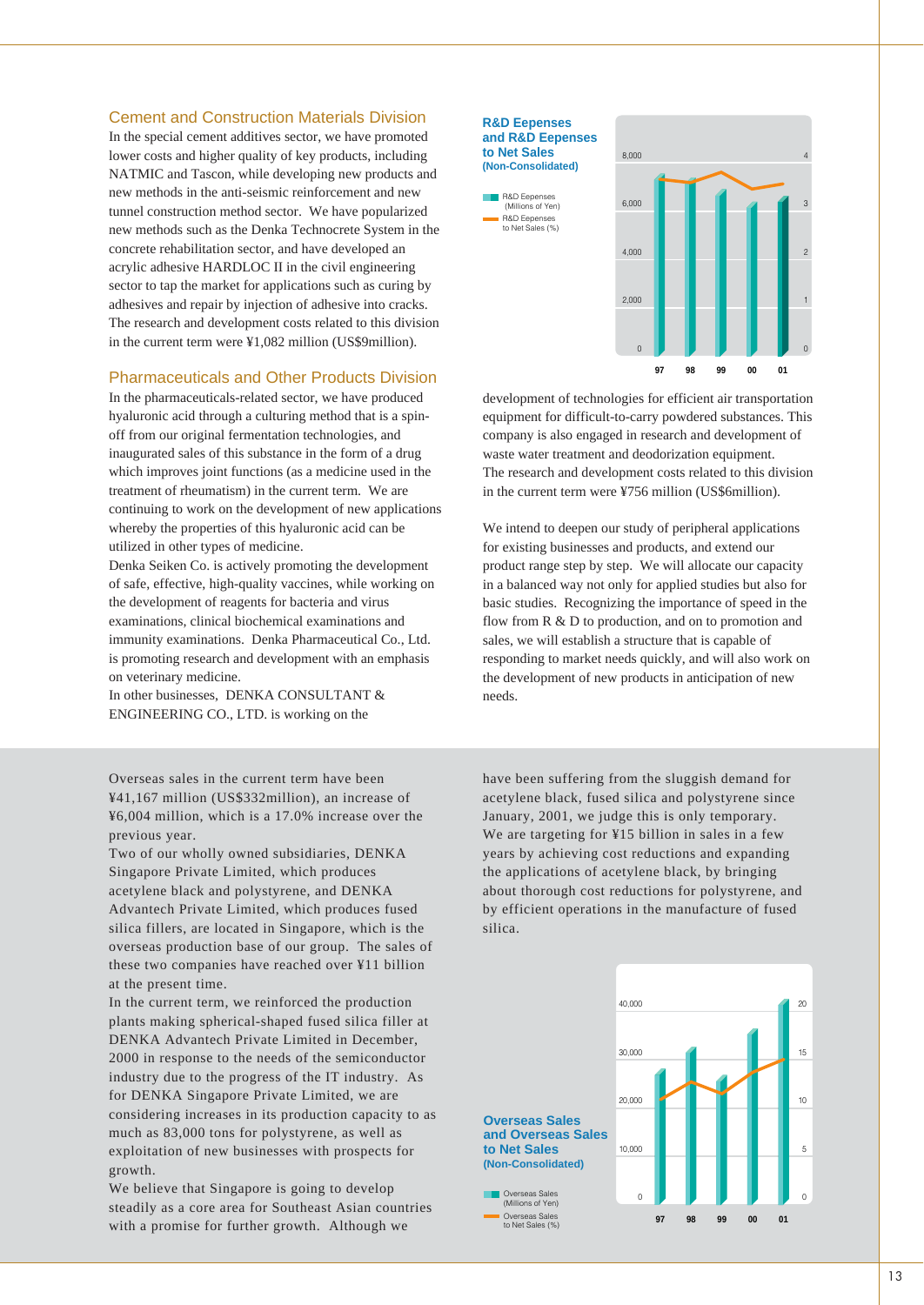## Cement and Construction Materials Division

In the special cement additives sector, we have promoted lower costs and higher quality of key products, including NATMIC and Tascon, while developing new products and new methods in the anti-seismic reinforcement and new tunnel construction method sector. We have popularized new methods such as the Denka Technocrete System in the concrete rehabilitation sector, and have developed an acrylic adhesive HARDLOC II in the civil engineering sector to tap the market for applications such as curing by adhesives and repair by injection of adhesive into cracks. The research and development costs related to this division in the current term were ¥1,082 million (US$9million).

## Pharmaceuticals and Other Products Division

In the pharmaceuticals-related sector, we have produced hyaluronic acid through a culturing method that is a spin-off from our original fermentation technologies, and inaugurated sales of this substance in the form of a drug which improves joint functions (as a medicine used in the treatment of rheumatism) in the current term. We are continuing to work on the development of new applications whereby the properties of this hyaluronic acid can be utilized in other types of medicine.

Denka Seiken Co. is actively promoting the development of safe, effective, high-quality vaccines, while working on the development of reagents for bacteria and virus examinations, clinical biochemical examinations and immunity examinations. Denka Pharmaceutical Co., Ltd. is promoting research and development with an emphasis on veterinary medicine.

In other businesses, DENKA CONSULTANT & ENGINEERING CO., LTD. is working on the development of technologies for efficient air transportation equipment for difficult-to-carry powdered substances. This company is also engaged in research and development of waste water treatment and deodorization equipment.

The research and development costs related to this division in the current term were ¥756 million (US$6million).

We intend to deepen our study of peripheral applications for existing businesses and products, and extend our product range step by step. We will allocate our capacity in a balanced way not only for applied studies but also for basic studies. Recognizing the importance of speed in the flow from R & D to production, and on to promotion and sales, we will establish a structure that is capable of responding to market needs quickly, and will also work on the development of new products in anticipation of new needs.

**R&D Eepenses and R&D Eepenses to Net Sales (Non-Consolidated)**

- R&D Eepenses (Millions of Yen)
- R&D Eepenses to Net Sales (%)

Overseas sales in the current term have been ¥41,167 million (US$332million), an increase of ¥6,004 million, which is a 17.0% increase over the previous year.

Two of our wholly owned subsidiaries, DENKA Singapore Private Limited, which produces acetylene black and polystyrene, and DENKA Advantech Private Limited, which produces fused silica fillers, are located in Singapore, which is the overseas production base of our group. The sales of these two companies have reached over ¥11 billion at the present time.

In the current term, we reinforced the production plants making spherical-shaped fused silica filler at DENKA Advantech Private Limited in December, 2000 in response to the needs of the semiconductor industry due to the progress of the IT industry. As for DENKA Singapore Private Limited, we are considering increases in its production capacity to as much as 83,000 tons for polystyrene, as well as exploitation of new businesses with prospects for growth.

We believe that Singapore is going to develop steadily as a core area for Southeast Asian countries with a promise for further growth. Although we have been suffering from the sluggish demand for acetylene black, fused silica and polystyrene since January, 2001, we judge this is only temporary.

We are targeting for ¥15 billion in sales in a few years by achieving cost reductions and expanding the applications of acetylene black, by bringing about thorough cost reductions for polystyrene, and by efficient operations in the manufacture of fused silica.

**Overseas Sales and Overseas Sales to Net Sales (Non-Consolidated)**

- Overseas Sales (Millions of Yen)
- Overseas Sales to Net Sales (%)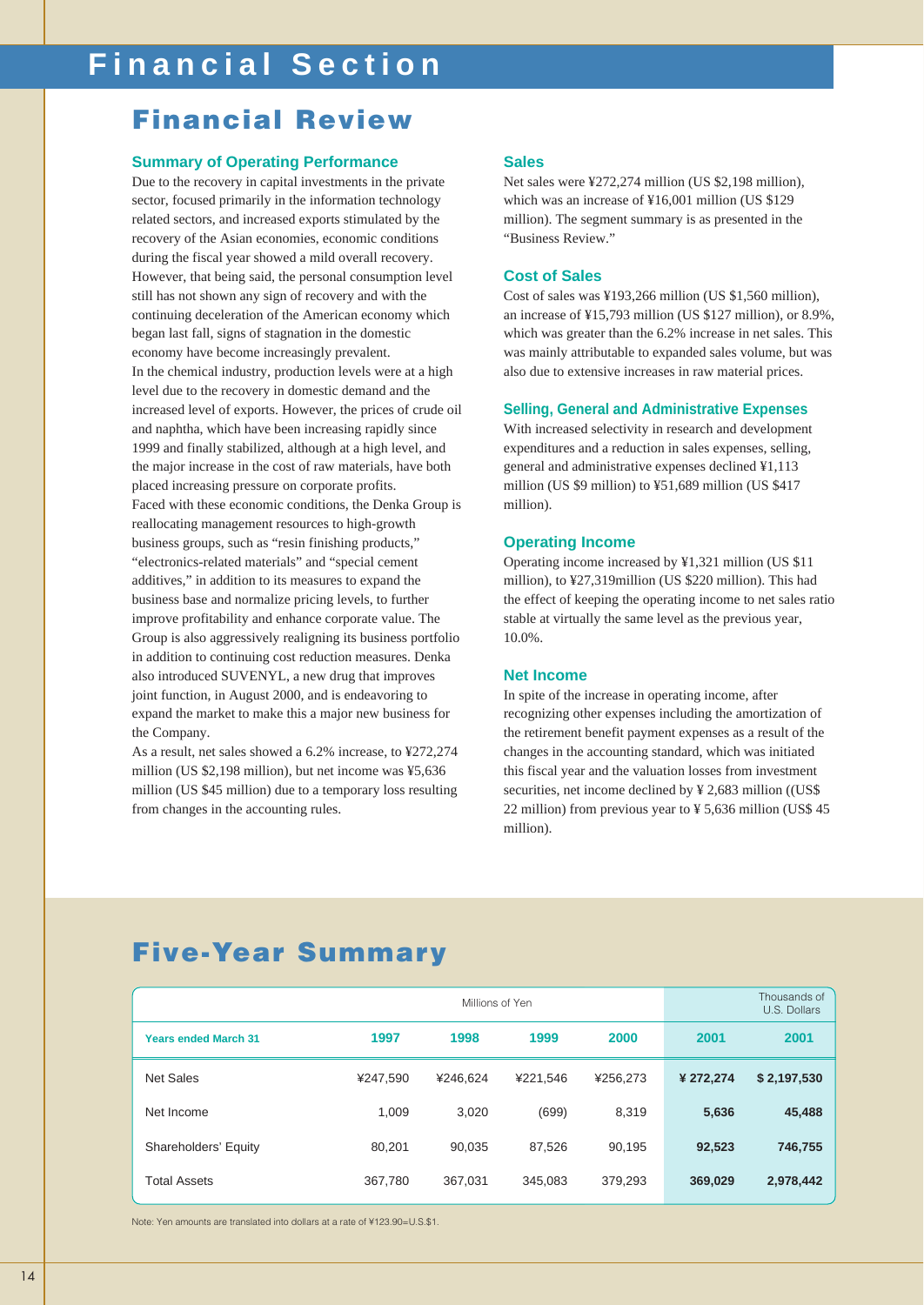# Financial Section

## Financial Review

### Summary of Operating Performance

Due to the recovery in capital investments in the private sector, focused primarily in the information technology related sectors, and increased exports stimulated by the recovery of the Asian economies, economic conditions during the fiscal year showed a mild overall recovery. However, that being said, the personal consumption level still has not shown any sign of recovery and with the continuing deceleration of the American economy which began last fall, signs of stagnation in the domestic economy have become increasingly prevalent.

In the chemical industry, production levels were at a high level due to the recovery in domestic demand and the increased level of exports. However, the prices of crude oil and naphtha, which have been increasing rapidly since 1999 and finally stabilized, although at a high level, and the major increase in the cost of raw materials, have both placed increasing pressure on corporate profits.

Faced with these economic conditions, the Denka Group is reallocating management resources to high-growth business groups, such as "resin finishing products," "electronics-related materials" and "special cement additives," in addition to its measures to expand the business base and normalize pricing levels, to further improve profitability and enhance corporate value. The Group is also aggressively realigning its business portfolio in addition to continuing cost reduction measures. Denka also introduced SUVENYL, a new drug that improves joint function, in August 2000, and is endeavoring to expand the market to make this a major new business for the Company.

As a result, net sales showed a 6.2% increase, to ¥272,274 million (US $2,198 million), but net income was ¥5,636 million (US $45 million) due to a temporary loss resulting from changes in the accounting rules.

### Sales

Net sales were ¥272,274 million (US $2,198 million), which was an increase of ¥16,001 million (US $129 million). The segment summary is as presented in the "Business Review."

### Cost of Sales

Cost of sales was ¥193,266 million (US $1,560 million), an increase of ¥15,793 million (US $127 million), or 8.9%, which was greater than the 6.2% increase in net sales. This was mainly attributable to expanded sales volume, but was also due to extensive increases in raw material prices.

### Selling, General and Administrative Expenses

With increased selectivity in research and development expenditures and a reduction in sales expenses, selling, general and administrative expenses declined ¥1,113 million (US $9 million) to ¥51,689 million (US $417 million).

### Operating Income

Operating income increased by ¥1,321 million (US $11 million), to ¥27,319million (US $220 million). This had the effect of keeping the operating income to net sales ratio stable at virtually the same level as the previous year, 10.0%.

### Net Income

In spite of the increase in operating income, after recognizing other expenses including the amortization of the retirement benefit payment expenses as a result of the changes in the accounting standard, which was initiated this fiscal year and the valuation losses from investment securities, net income declined by ¥ 2,683 million ((US$ 22 million) from previous year to ¥ 5,636 million (US$ 45 million).

## Five-Year Summary

| | Millions of Yen | | | | | Thousands of U.S. Dollars |
|---|---|---|---|---|---|---|
| **Years ended March 31** | **1997** | **1998** | **1999** | **2000** | **2001** | **2001** |
| Net Sales | ¥247,590 | ¥246,624 | ¥221,546 | ¥256,273 | **¥ 272,274** | **$ 2,197,530** |
| Net Income | 1,009 | 3,020 | (699) | 8,319 | **5,636** | **45,488** |
| Shareholders' Equity | 80,201 | 90,035 | 87,526 | 90,195 | **92,523** | **746,755** |
| Total Assets | 367,780 | 367,031 | 345,083 | 379,293 | **369,029** | **2,978,442** |

Note: Yen amounts are translated into dollars at a rate of ¥123.90=U.S.$1.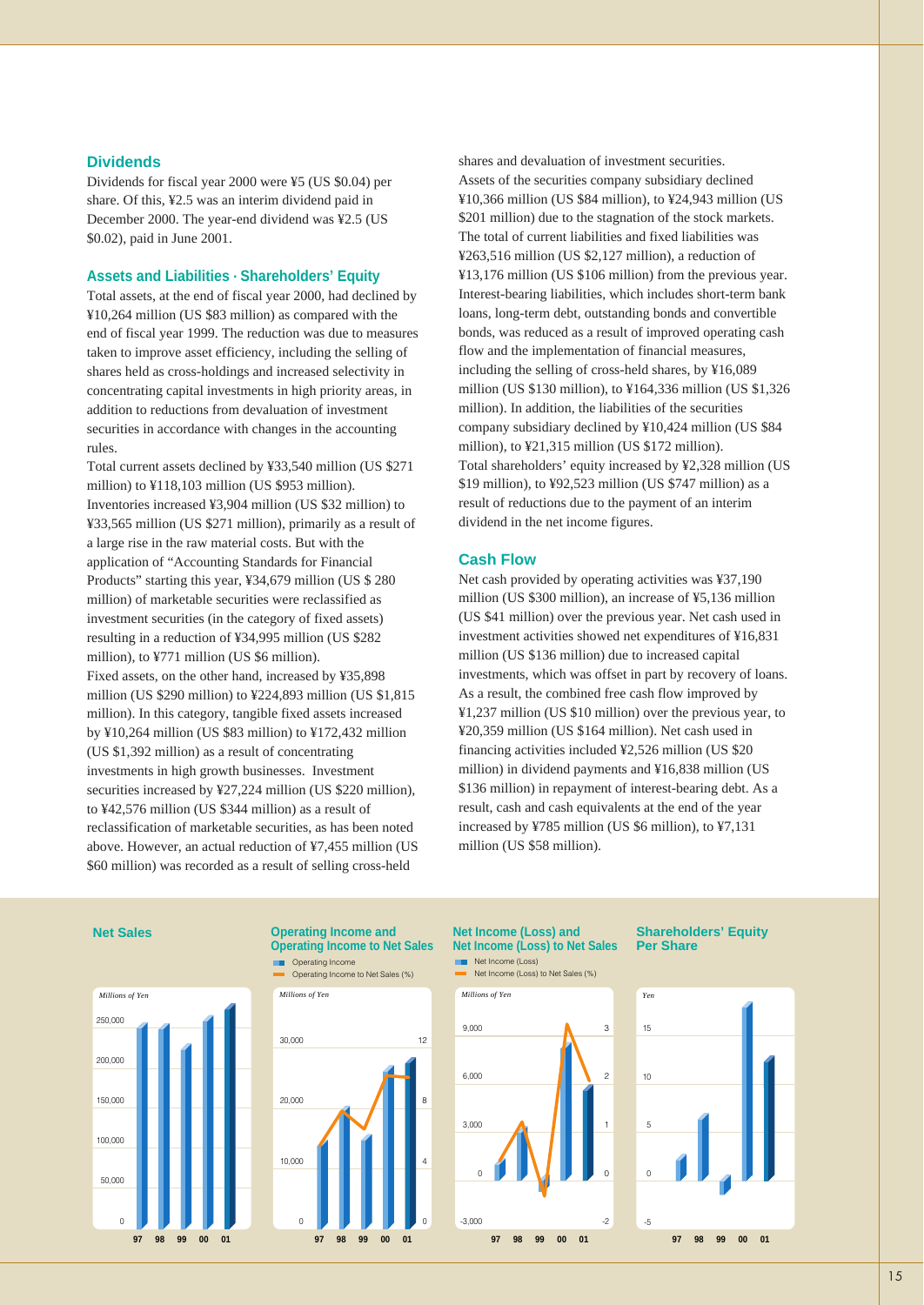## Dividends

Dividends for fiscal year 2000 were ¥5 (US $0.04) per share. Of this, ¥2.5 was an interim dividend paid in December 2000. The year-end dividend was ¥2.5 (US $0.02), paid in June 2001.

## Assets and Liabilities · Shareholders' Equity

Total assets, at the end of fiscal year 2000, had declined by ¥10,264 million (US $83 million) as compared with the end of fiscal year 1999. The reduction was due to measures taken to improve asset efficiency, including the selling of shares held as cross-holdings and increased selectivity in concentrating capital investments in high priority areas, in addition to reductions from devaluation of investment securities in accordance with changes in the accounting rules.

Total current assets declined by ¥33,540 million (US $271 million) to ¥118,103 million (US $953 million). Inventories increased ¥3,904 million (US $32 million) to ¥33,565 million (US $271 million), primarily as a result of a large rise in the raw material costs. But with the application of "Accounting Standards for Financial Products" starting this year, ¥34,679 million (US $ 280 million) of marketable securities were reclassified as investment securities (in the category of fixed assets) resulting in a reduction of ¥34,995 million (US $282 million), to ¥771 million (US $6 million).

Fixed assets, on the other hand, increased by ¥35,898 million (US $290 million) to ¥224,893 million (US $1,815 million). In this category, tangible fixed assets increased by ¥10,264 million (US $83 million) to ¥172,432 million (US $1,392 million) as a result of concentrating investments in high growth businesses. Investment securities increased by ¥27,224 million (US $220 million), to ¥42,576 million (US $344 million) as a result of reclassification of marketable securities, as has been noted above. However, an actual reduction of ¥7,455 million (US $60 million) was recorded as a result of selling cross-held shares and devaluation of investment securities.

Assets of the securities company subsidiary declined ¥10,366 million (US $84 million), to ¥24,943 million (US $201 million) due to the stagnation of the stock markets.

The total of current liabilities and fixed liabilities was ¥263,516 million (US $2,127 million), a reduction of ¥13,176 million (US $106 million) from the previous year. Interest-bearing liabilities, which includes short-term bank loans, long-term debt, outstanding bonds and convertible bonds, was reduced as a result of improved operating cash flow and the implementation of financial measures, including the selling of cross-held shares, by ¥16,089 million (US $130 million), to ¥164,336 million (US $1,326 million). In addition, the liabilities of the securities company subsidiary declined by ¥10,424 million (US $84 million), to ¥21,315 million (US $172 million).

Total shareholders' equity increased by ¥2,328 million (US $19 million), to ¥92,523 million (US $747 million) as a result of reductions due to the payment of an interim dividend in the net income figures.

## Cash Flow

Net cash provided by operating activities was ¥37,190 million (US $300 million), an increase of ¥5,136 million (US $41 million) over the previous year. Net cash used in investment activities showed net expenditures of ¥16,831 million (US $136 million) due to increased capital investments, which was offset in part by recovery of loans. As a result, the combined free cash flow improved by ¥1,237 million (US $10 million) over the previous year, to ¥20,359 million (US $164 million). Net cash used in financing activities included ¥2,526 million (US $20 million) in dividend payments and ¥16,838 million (US $136 million) in repayment of interest-bearing debt. As a result, cash and cash equivalents at the end of the year increased by ¥785 million (US $6 million), to ¥7,131 million (US $58 million).

**Net Sales**

*Millions of Yen*

**Operating Income and Operating Income to Net Sales**

Operating Income / Operating Income to Net Sales (%)

*Millions of Yen*

**Net Income (Loss) and Net Income (Loss) to Net Sales**

Net Income (Loss) / Net Income (Loss) to Net Sales (%)

*Millions of Yen*

**Shareholders' Equity Per Share**

*Yen*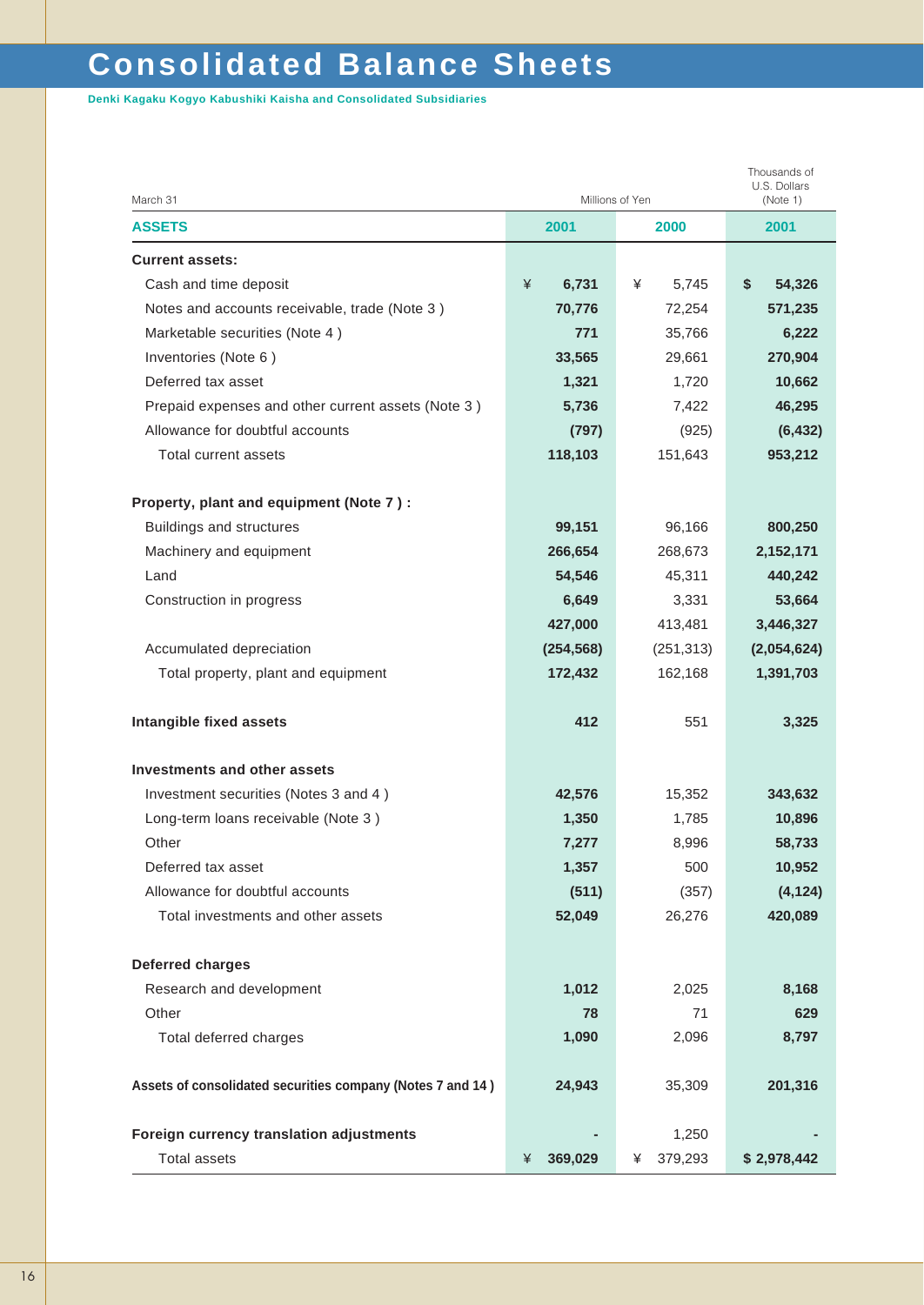# Consolidated Balance Sheets

**Denki Kagaku Kogyo Kabushiki Kaisha and Consolidated Subsidiaries**

| March 31 | Millions of Yen | | Thousands of U.S. Dollars (Note 1) |
|---|---|---|---|
| **ASSETS** | **2001** | **2000** | **2001** |
| **Current assets:** | | | |
| Cash and time deposit | ¥ **6,731** | ¥ 5,745 | $ **54,326** |
| Notes and accounts receivable, trade (Note 3 ) | **70,776** | 72,254 | **571,235** |
| Marketable securities (Note 4 ) | **771** | 35,766 | **6,222** |
| Inventories (Note 6 ) | **33,565** | 29,661 | **270,904** |
| Deferred tax asset | **1,321** | 1,720 | **10,662** |
| Prepaid expenses and other current assets (Note 3 ) | **5,736** | 7,422 | **46,295** |
| Allowance for doubtful accounts | **(797)** | (925) | **(6,432)** |
| Total current assets | **118,103** | 151,643 | **953,212** |
| **Property, plant and equipment (Note 7 ) :** | | | |
| Buildings and structures | **99,151** | 96,166 | **800,250** |
| Machinery and equipment | **266,654** | 268,673 | **2,152,171** |
| Land | **54,546** | 45,311 | **440,242** |
| Construction in progress | **6,649** | 3,331 | **53,664** |
| | **427,000** | 413,481 | **3,446,327** |
| Accumulated depreciation | **(254,568)** | (251,313) | **(2,054,624)** |
| Total property, plant and equipment | **172,432** | 162,168 | **1,391,703** |
| **Intangible fixed assets** | **412** | 551 | **3,325** |
| **Investments and other assets** | | | |
| Investment securities (Notes 3 and 4 ) | **42,576** | 15,352 | **343,632** |
| Long-term loans receivable (Note 3 ) | **1,350** | 1,785 | **10,896** |
| Other | **7,277** | 8,996 | **58,733** |
| Deferred tax asset | **1,357** | 500 | **10,952** |
| Allowance for doubtful accounts | **(511)** | (357) | **(4,124)** |
| Total investments and other assets | **52,049** | 26,276 | **420,089** |
| **Deferred charges** | | | |
| Research and development | **1,012** | 2,025 | **8,168** |
| Other | **78** | 71 | **629** |
| Total deferred charges | **1,090** | 2,096 | **8,797** |
| **Assets of consolidated securities company (Notes 7 and 14 )** | **24,943** | 35,309 | **201,316** |
| **Foreign currency translation adjustments** | **-** | 1,250 | **-** |
| Total assets | ¥ **369,029** | ¥ 379,293 | **$ 2,978,442** |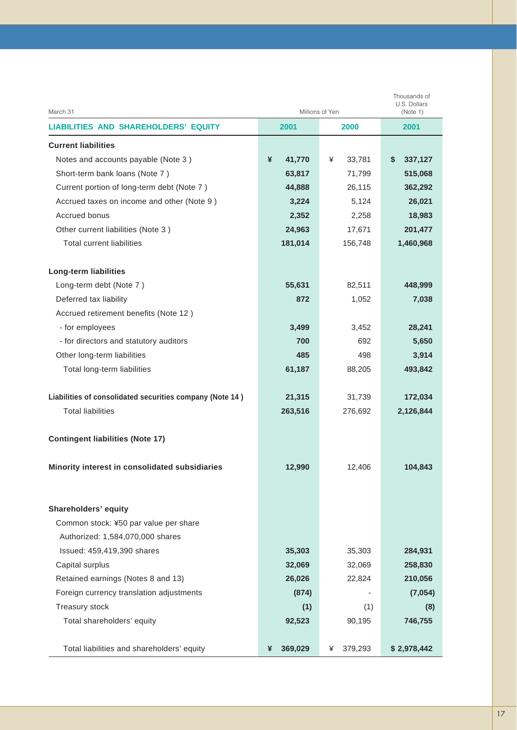| March 31 | Millions of Yen | | Thousands of U.S. Dollars (Note 1) |
|---|---|---|---|
| **LIABILITIES AND SHAREHOLDERS' EQUITY** | **2001** | **2000** | **2001** |
| **Current liabilities** | | | |
| Notes and accounts payable (Note 3 ) | **¥ 41,770** | ¥ 33,781 | **$ 337,127** |
| Short-term bank loans (Note 7 ) | **63,817** | 71,799 | **515,068** |
| Current portion of long-term debt (Note 7 ) | **44,888** | 26,115 | **362,292** |
| Accrued taxes on income and other (Note 9 ) | **3,224** | 5,124 | **26,021** |
| Accrued bonus | **2,352** | 2,258 | **18,983** |
| Other current liabilities (Note 3 ) | **24,963** | 17,671 | **201,477** |
| Total current liabilities | **181,014** | 156,748 | **1,460,968** |
| **Long-term liabilities** | | | |
| Long-term debt (Note 7 ) | **55,631** | 82,511 | **448,999** |
| Deferred tax liability | **872** | 1,052 | **7,038** |
| Accrued retirement benefits (Note 12 ) | | | |
| - for employees | **3,499** | 3,452 | **28,241** |
| - for directors and statutory auditors | **700** | 692 | **5,650** |
| Other long-term liabilities | **485** | 498 | **3,914** |
| Total long-term liabilities | **61,187** | 88,205 | **493,842** |
| **Liabilities of consolidated securities company (Note 14 )** | **21,315** | 31,739 | **172,034** |
| Total liabilities | **263,516** | 276,692 | **2,126,844** |
| **Contingent liabilities (Note 17)** | | | |
| **Minority interest in consolidated subsidiaries** | **12,990** | 12,406 | **104,843** |
| **Shareholders' equity** | | | |
| Common stock: ¥50 par value per share | | | |
| Authorized: 1,584,070,000 shares | | | |
| Issued: 459,419,390 shares | **35,303** | 35,303 | **284,931** |
| Capital surplus | **32,069** | 32,069 | **258,830** |
| Retained earnings (Notes 8 and 13) | **26,026** | 22,824 | **210,056** |
| Foreign currency translation adjustments | **(874)** | - | **(7,054)** |
| Treasury stock | **(1)** | (1) | **(8)** |
| Total shareholders' equity | **92,523** | 90,195 | **746,755** |
| Total liabilities and shareholders' equity | **¥ 369,029** | ¥ 379,293 | **$ 2,978,442** |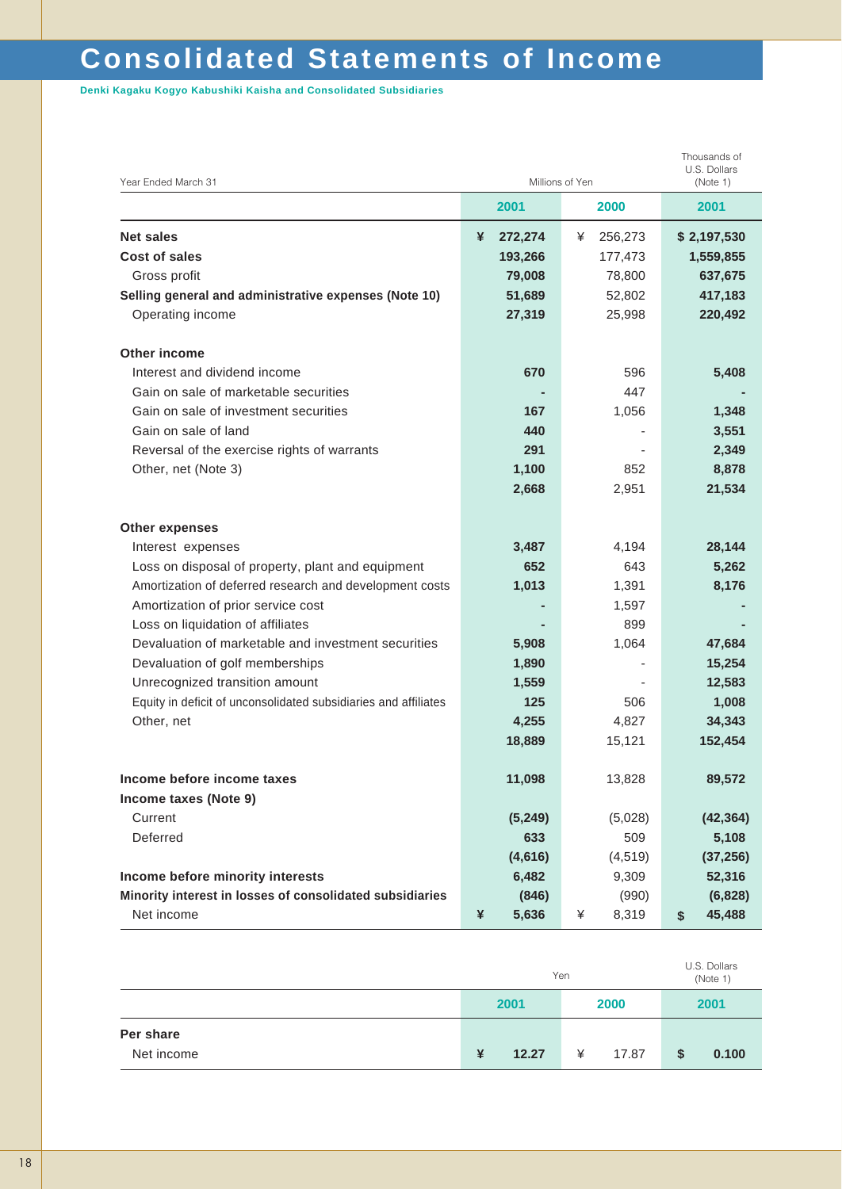# Consolidated Statements of Income

**Denki Kagaku Kogyo Kabushiki Kaisha and Consolidated Subsidiaries**

| Year Ended March 31 | Millions of Yen | | Thousands of U.S. Dollars (Note 1) |
|---|---|---|---|
| | **2001** | **2000** | **2001** |
| **Net sales** | **¥ 272,274** | ¥ 256,273 | **$ 2,197,530** |
| **Cost of sales** | **193,266** | 177,473 | **1,559,855** |
| Gross profit | **79,008** | 78,800 | **637,675** |
| **Selling general and administrative expenses (Note 10)** | **51,689** | 52,802 | **417,183** |
| Operating income | **27,319** | 25,998 | **220,492** |
| **Other income** | | | |
| Interest and dividend income | **670** | 596 | **5,408** |
| Gain on sale of marketable securities | **-** | 447 | **-** |
| Gain on sale of investment securities | **167** | 1,056 | **1,348** |
| Gain on sale of land | **440** | - | **3,551** |
| Reversal of the exercise rights of warrants | **291** | - | **2,349** |
| Other, net (Note 3) | **1,100** | 852 | **8,878** |
| | **2,668** | 2,951 | **21,534** |
| **Other expenses** | | | |
| Interest expenses | **3,487** | 4,194 | **28,144** |
| Loss on disposal of property, plant and equipment | **652** | 643 | **5,262** |
| Amortization of deferred research and development costs | **1,013** | 1,391 | **8,176** |
| Amortization of prior service cost | **-** | 1,597 | **-** |
| Loss on liquidation of affiliates | **-** | 899 | **-** |
| Devaluation of marketable and investment securities | **5,908** | 1,064 | **47,684** |
| Devaluation of golf memberships | **1,890** | - | **15,254** |
| Unrecognized transition amount | **1,559** | - | **12,583** |
| Equity in deficit of unconsolidated subsidiaries and affiliates | **125** | 506 | **1,008** |
| Other, net | **4,255** | 4,827 | **34,343** |
| | **18,889** | 15,121 | **152,454** |
| **Income before income taxes** | **11,098** | 13,828 | **89,572** |
| **Income taxes (Note 9)** | | | |
| Current | **(5,249)** | (5,028) | **(42,364)** |
| Deferred | **633** | 509 | **5,108** |
| | **(4,616)** | (4,519) | **(37,256)** |
| **Income before minority interests** | **6,482** | 9,309 | **52,316** |
| **Minority interest in losses of consolidated subsidiaries** | **(846)** | (990) | **(6,828)** |
| Net income | **¥ 5,636** | ¥ 8,319 | **$ 45,488** |

| | Yen | | U.S. Dollars (Note 1) |
|---|---|---|---|
| | **2001** | **2000** | **2001** |
| **Per share** | | | |
| Net income | **¥ 12.27** | ¥ 17.87 | **$ 0.100** |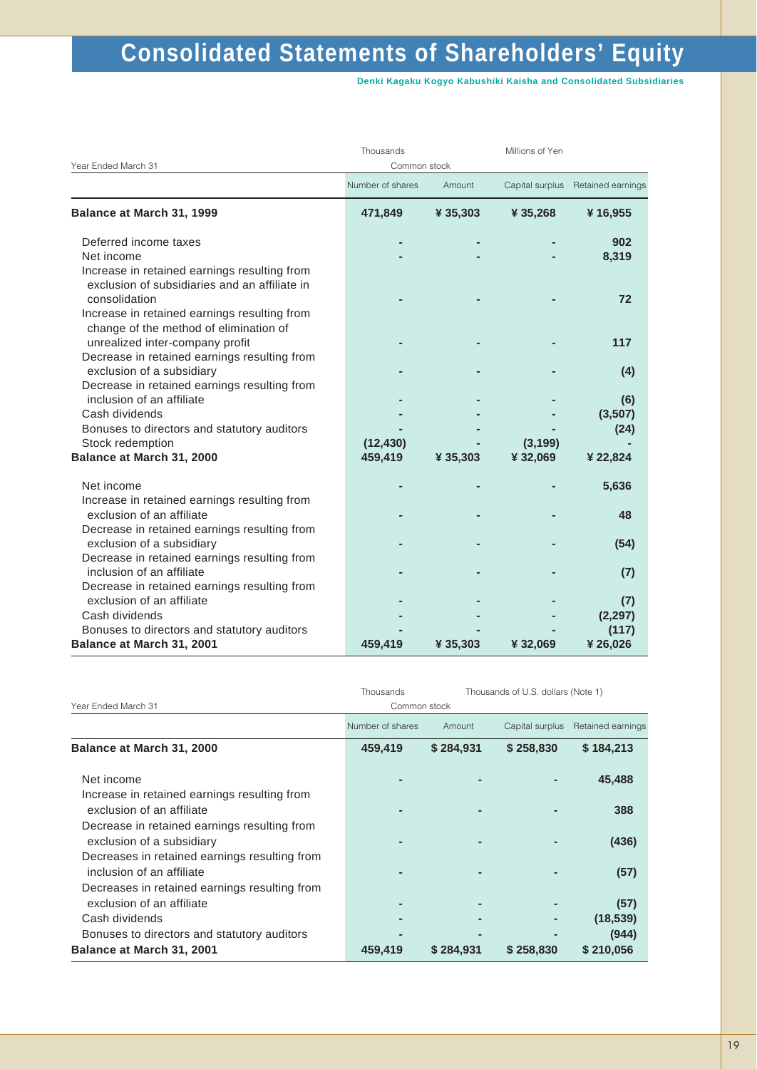# Consolidated Statements of Shareholders' Equity

**Denki Kagaku Kogyo Kabushiki Kaisha and Consolidated Subsidiaries**

| Year Ended March 31 | Thousands | Millions of Yen | | |
|---|---|---|---|---|
| | Common stock | | | |
| | Number of shares | Amount | Capital surplus | Retained earnings |
| **Balance at March 31, 1999** | **471,849** | **¥ 35,303** | **¥ 35,268** | **¥ 16,955** |
| Deferred income taxes | - | - | - | 902 |
| Net income | - | - | - | 8,319 |
| Increase in retained earnings resulting from exclusion of subsidiaries and an affiliate in consolidation | - | - | - | 72 |
| Increase in retained earnings resulting from change of the method of elimination of unrealized inter-company profit | - | - | - | 117 |
| Decrease in retained earnings resulting from exclusion of a subsidiary | - | - | - | (4) |
| Decrease in retained earnings resulting from inclusion of an affiliate | - | - | - | (6) |
| Cash dividends | - | - | - | (3,507) |
| Bonuses to directors and statutory auditors | - | - | - | (24) |
| Stock redemption | (12,430) | - | (3,199) | - |
| **Balance at March 31, 2000** | **459,419** | **¥ 35,303** | **¥ 32,069** | **¥ 22,824** |
| Net income | - | - | - | 5,636 |
| Increase in retained earnings resulting from exclusion of an affiliate | - | - | - | 48 |
| Decrease in retained earnings resulting from exclusion of a subsidiary | - | - | - | (54) |
| Decrease in retained earnings resulting from inclusion of an affiliate | - | - | - | (7) |
| Decrease in retained earnings resulting from exclusion of an affiliate | - | - | - | (7) |
| Cash dividends | - | - | - | (2,297) |
| Bonuses to directors and statutory auditors | - | - | - | (117) |
| **Balance at March 31, 2001** | **459,419** | **¥ 35,303** | **¥ 32,069** | **¥ 26,026** |

| Year Ended March 31 | Thousands | Thousands of U.S. dollars (Note 1) | | |
|---|---|---|---|---|
| | Common stock | | | |
| | Number of shares | Amount | Capital surplus | Retained earnings |
| **Balance at March 31, 2000** | **459,419** | **$ 284,931** | **$ 258,830** | **$ 184,213** |
| Net income | - | - | - | 45,488 |
| Increase in retained earnings resulting from exclusion of an affiliate | - | - | - | 388 |
| Decrease in retained earnings resulting from exclusion of a subsidiary | - | - | - | (436) |
| Decreases in retained earnings resulting from inclusion of an affiliate | - | - | - | (57) |
| Decreases in retained earnings resulting from exclusion of an affiliate | - | - | - | (57) |
| Cash dividends | - | - | - | (18,539) |
| Bonuses to directors and statutory auditors | - | - | - | (944) |
| **Balance at March 31, 2001** | **459,419** | **$ 284,931** | **$ 258,830** | **$ 210,056** |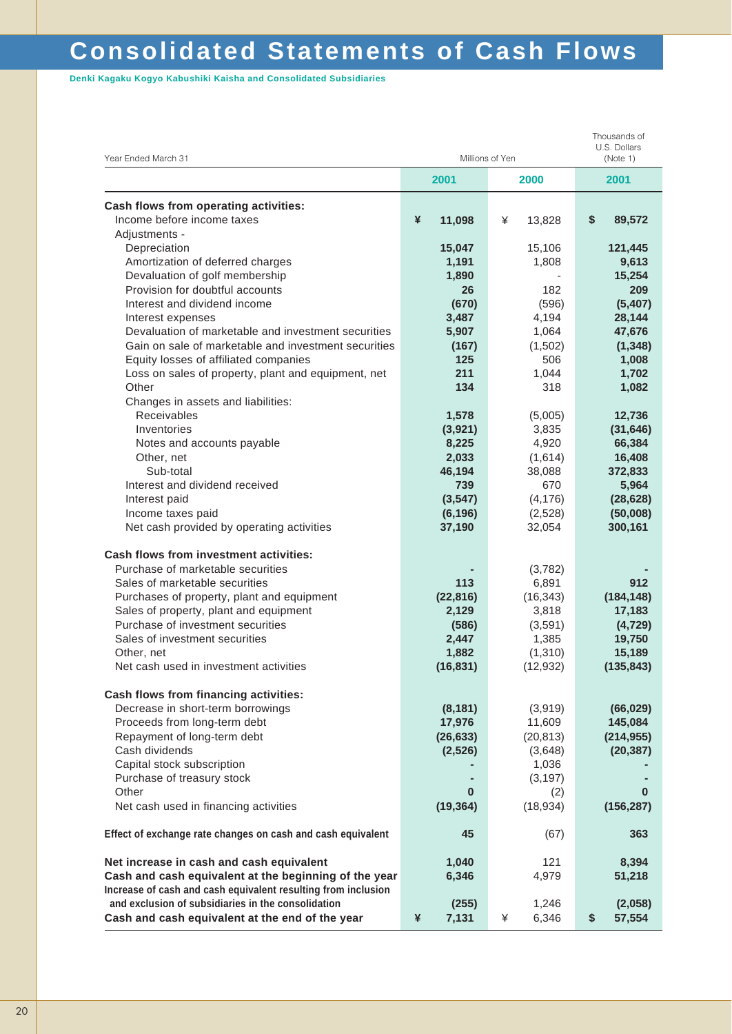# Consolidated Statements of Cash Flows

**Denki Kagaku Kogyo Kabushiki Kaisha and Consolidated Subsidiaries**

| Year Ended March 31 | Millions of Yen | | Thousands of U.S. Dollars (Note 1) |
|---|---|---|---|
| | **2001** | **2000** | **2001** |
| **Cash flows from operating activities:** | | | |
| Income before income taxes | **¥ 11,098** | ¥ 13,828 | **$ 89,572** |
| Adjustments - | | | |
| Depreciation | **15,047** | 15,106 | **121,445** |
| Amortization of deferred charges | **1,191** | 1,808 | **9,613** |
| Devaluation of golf membership | **1,890** | - | **15,254** |
| Provision for doubtful accounts | **26** | 182 | **209** |
| Interest and dividend income | **(670)** | (596) | **(5,407)** |
| Interest expenses | **3,487** | 4,194 | **28,144** |
| Devaluation of marketable and investment securities | **5,907** | 1,064 | **47,676** |
| Gain on sale of marketable and investment securities | **(167)** | (1,502) | **(1,348)** |
| Equity losses of affiliated companies | **125** | 506 | **1,008** |
| Loss on sales of property, plant and equipment, net | **211** | 1,044 | **1,702** |
| Other | **134** | 318 | **1,082** |
| Changes in assets and liabilities: | | | |
| Receivables | **1,578** | (5,005) | **12,736** |
| Inventories | **(3,921)** | 3,835 | **(31,646)** |
| Notes and accounts payable | **8,225** | 4,920 | **66,384** |
| Other, net | **2,033** | (1,614) | **16,408** |
| Sub-total | **46,194** | 38,088 | **372,833** |
| Interest and dividend received | **739** | 670 | **5,964** |
| Interest paid | **(3,547)** | (4,176) | **(28,628)** |
| Income taxes paid | **(6,196)** | (2,528) | **(50,008)** |
| Net cash provided by operating activities | **37,190** | 32,054 | **300,161** |
| **Cash flows from investment activities:** | | | |
| Purchase of marketable securities | **-** | (3,782) | **-** |
| Sales of marketable securities | **113** | 6,891 | **912** |
| Purchases of property, plant and equipment | **(22,816)** | (16,343) | **(184,148)** |
| Sales of property, plant and equipment | **2,129** | 3,818 | **17,183** |
| Purchase of investment securities | **(586)** | (3,591) | **(4,729)** |
| Sales of investment securities | **2,447** | 1,385 | **19,750** |
| Other, net | **1,882** | (1,310) | **15,189** |
| Net cash used in investment activities | **(16,831)** | (12,932) | **(135,843)** |
| **Cash flows from financing activities:** | | | |
| Decrease in short-term borrowings | **(8,181)** | (3,919) | **(66,029)** |
| Proceeds from long-term debt | **17,976** | 11,609 | **145,084** |
| Repayment of long-term debt | **(26,633)** | (20,813) | **(214,955)** |
| Cash dividends | **(2,526)** | (3,648) | **(20,387)** |
| Capital stock subscription | **-** | 1,036 | **-** |
| Purchase of treasury stock | **-** | (3,197) | **-** |
| Other | **0** | (2) | **0** |
| Net cash used in financing activities | **(19,364)** | (18,934) | **(156,287)** |
| **Effect of exchange rate changes on cash and cash equivalent** | **45** | (67) | **363** |
| **Net increase in cash and cash equivalent** | **1,040** | 121 | **8,394** |
| **Cash and cash equivalent at the beginning of the year** | **6,346** | 4,979 | **51,218** |
| **Increase of cash and cash equivalent resulting from inclusion and exclusion of subsidiaries in the consolidation** | **(255)** | 1,246 | **(2,058)** |
| **Cash and cash equivalent at the end of the year** | **¥ 7,131** | ¥ 6,346 | **$ 57,554** |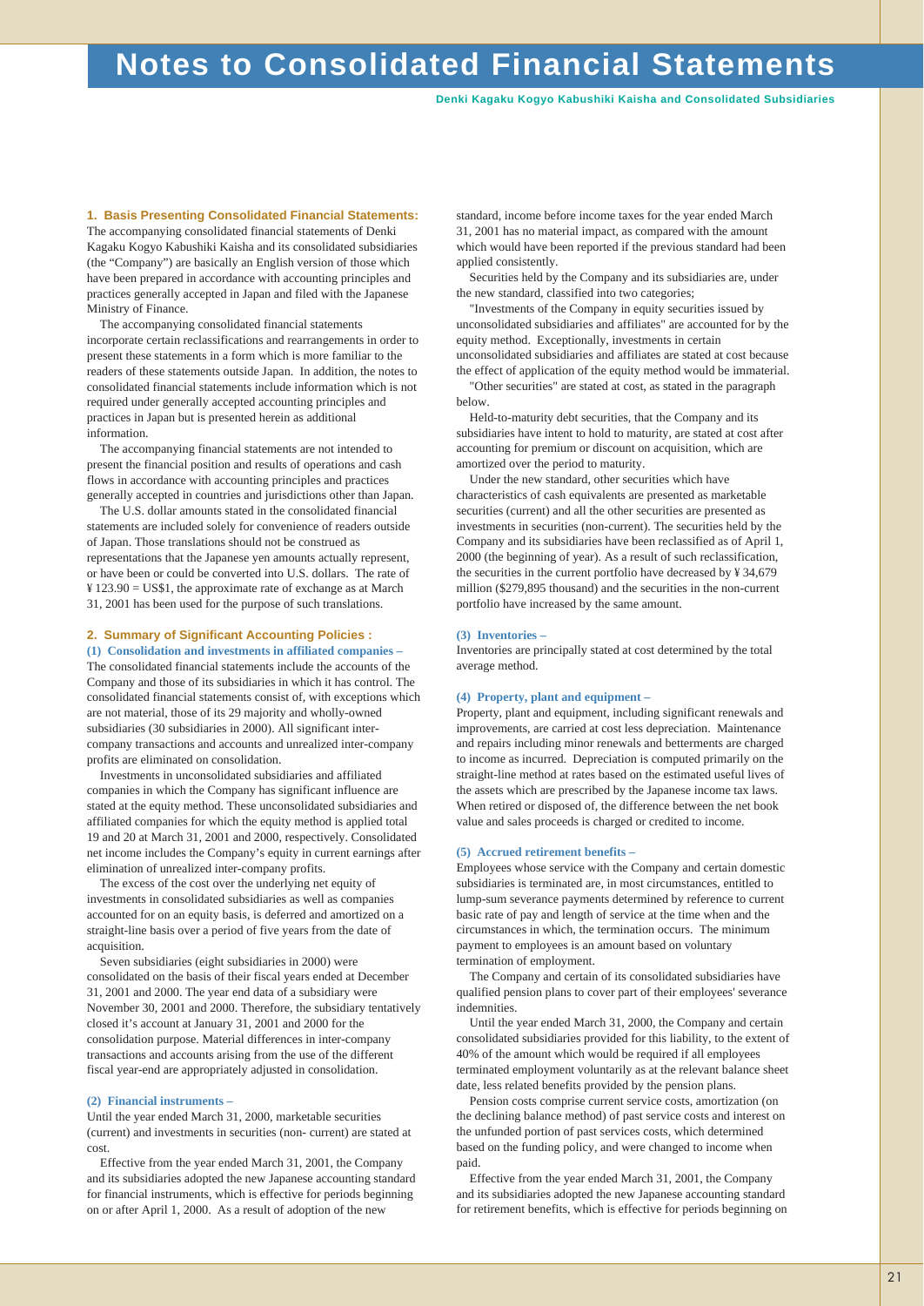# Notes to Consolidated Financial Statements

Denki Kagaku Kogyo Kabushiki Kaisha and Consolidated Subsidiaries

## 1. Basis Presenting Consolidated Financial Statements:

The accompanying consolidated financial statements of Denki Kagaku Kogyo Kabushiki Kaisha and its consolidated subsidiaries (the "Company") are basically an English version of those which have been prepared in accordance with accounting principles and practices generally accepted in Japan and filed with the Japanese Ministry of Finance.

The accompanying consolidated financial statements incorporate certain reclassifications and rearrangements in order to present these statements in a form which is more familiar to the readers of these statements outside Japan. In addition, the notes to consolidated financial statements include information which is not required under generally accepted accounting principles and practices in Japan but is presented herein as additional information.

The accompanying financial statements are not intended to present the financial position and results of operations and cash flows in accordance with accounting principles and practices generally accepted in countries and jurisdictions other than Japan.

The U.S. dollar amounts stated in the consolidated financial statements are included solely for convenience of readers outside of Japan. Those translations should not be construed as representations that the Japanese yen amounts actually represent, or have been or could be converted into U.S. dollars. The rate of ¥ 123.90 = US$1, the approximate rate of exchange as at March 31, 2001 has been used for the purpose of such translations.

## 2. Summary of Significant Accounting Policies :

### (1) Consolidation and investments in affiliated companies –

The consolidated financial statements include the accounts of the Company and those of its subsidiaries in which it has control. The consolidated financial statements consist of, with exceptions which are not material, those of its 29 majority and wholly-owned subsidiaries (30 subsidiaries in 2000). All significant inter-company transactions and accounts and unrealized inter-company profits are eliminated on consolidation.

Investments in unconsolidated subsidiaries and affiliated companies in which the Company has significant influence are stated at the equity method. These unconsolidated subsidiaries and affiliated companies for which the equity method is applied total 19 and 20 at March 31, 2001 and 2000, respectively. Consolidated net income includes the Company's equity in current earnings after elimination of unrealized inter-company profits.

The excess of the cost over the underlying net equity of investments in consolidated subsidiaries as well as companies accounted for on an equity basis, is deferred and amortized on a straight-line basis over a period of five years from the date of acquisition.

Seven subsidiaries (eight subsidiaries in 2000) were consolidated on the basis of their fiscal years ended at December 31, 2001 and 2000. The year end data of a subsidiary were November 30, 2001 and 2000. Therefore, the subsidiary tentatively closed it's account at January 31, 2001 and 2000 for the consolidation purpose. Material differences in inter-company transactions and accounts arising from the use of the different fiscal year-end are appropriately adjusted in consolidation.

### (2) Financial instruments –

Until the year ended March 31, 2000, marketable securities (current) and investments in securities (non- current) are stated at cost.

Effective from the year ended March 31, 2001, the Company and its subsidiaries adopted the new Japanese accounting standard for financial instruments, which is effective for periods beginning on or after April 1, 2000. As a result of adoption of the new standard, income before income taxes for the year ended March 31, 2001 has no material impact, as compared with the amount which would have been reported if the previous standard had been applied consistently.

Securities held by the Company and its subsidiaries are, under the new standard, classified into two categories;

"Investments of the Company in equity securities issued by unconsolidated subsidiaries and affiliates" are accounted for by the equity method. Exceptionally, investments in certain unconsolidated subsidiaries and affiliates are stated at cost because the effect of application of the equity method would be immaterial.

"Other securities" are stated at cost, as stated in the paragraph below.

Held-to-maturity debt securities, that the Company and its subsidiaries have intent to hold to maturity, are stated at cost after accounting for premium or discount on acquisition, which are amortized over the period to maturity.

Under the new standard, other securities which have characteristics of cash equivalents are presented as marketable securities (current) and all the other securities are presented as investments in securities (non-current). The securities held by the Company and its subsidiaries have been reclassified as of April 1, 2000 (the beginning of year). As a result of such reclassification, the securities in the current portfolio have decreased by ¥ 34,679 million ($279,895 thousand) and the securities in the non-current portfolio have increased by the same amount.

### (3) Inventories –

Inventories are principally stated at cost determined by the total average method.

### (4) Property, plant and equipment –

Property, plant and equipment, including significant renewals and improvements, are carried at cost less depreciation. Maintenance and repairs including minor renewals and betterments are charged to income as incurred. Depreciation is computed primarily on the straight-line method at rates based on the estimated useful lives of the assets which are prescribed by the Japanese income tax laws. When retired or disposed of, the difference between the net book value and sales proceeds is charged or credited to income.

### (5) Accrued retirement benefits –

Employees whose service with the Company and certain domestic subsidiaries is terminated are, in most circumstances, entitled to lump-sum severance payments determined by reference to current basic rate of pay and length of service at the time when and the circumstances in which, the termination occurs. The minimum payment to employees is an amount based on voluntary termination of employment.

The Company and certain of its consolidated subsidiaries have qualified pension plans to cover part of their employees' severance indemnities.

Until the year ended March 31, 2000, the Company and certain consolidated subsidiaries provided for this liability, to the extent of 40% of the amount which would be required if all employees terminated employment voluntarily as at the relevant balance sheet date, less related benefits provided by the pension plans.

Pension costs comprise current service costs, amortization (on the declining balance method) of past service costs and interest on the unfunded portion of past services costs, which determined based on the funding policy, and were changed to income when paid.

Effective from the year ended March 31, 2001, the Company and its subsidiaries adopted the new Japanese accounting standard for retirement benefits, which is effective for periods beginning on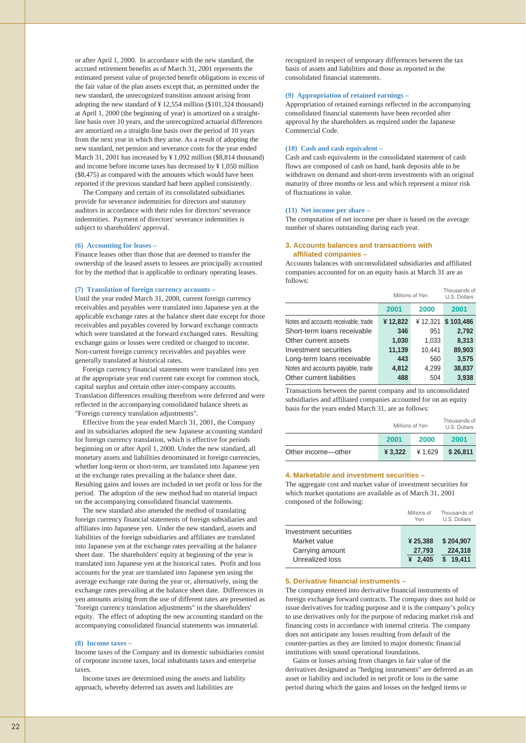or after April 1, 2000. In accordance with the new standard, the accrued retirement benefits as of March 31, 2001 represents the estimated present value of projected benefit obligations in excess of the fair value of the plan assets except that, as permitted under the new standard, the unrecognized transition amount arising from adopting the new standard of ¥ 12,554 million ($101,324 thousand) at April 1, 2000 (the beginning of year) is amortized on a straight-line basis over 10 years, and the unrecognized actuarial differences are amortized on a straight-line basis over the period of 10 years from the next year in which they arise. As a result of adopting the new standard, net pension and severance costs for the year ended March 31, 2001 has increased by ¥ 1,092 million ($8,814 thousand) and income before income taxes has decreased by ¥ 1,050 million ($8,475) as compared with the amounts which would have been reported if the previous standard had been applied consistently.

The Company and certain of its consolidated subsidiaries provide for severance indemnities for directors and statutory auditors in accordance with their rules for directors' severance indemnities. Payment of directors' severance indemnities is subject to shareholders' approval.

#### (6) Accounting for leases –

Finance leases other than those that are deemed to transfer the ownership of the leased assets to lessees are principally accounted for by the method that is applicable to ordinary operating leases.

#### (7) Translation of foreign currency accounts –

Until the year ended March 31, 2000, current foreign currency receivables and payables were translated into Japanese yen at the applicable exchange rates at the balance sheet date except for those receivables and payables covered by forward exchange contracts which were translated at the forward exchanged rates. Resulting exchange gains or losses were credited or changed to income. Non-current foreign currency receivables and payables were generally translated at historical rates.

Foreign currency financial statements were translated into yen at the appropriate year end current rate except for common stock, capital surplus and certain other inter-company accounts. Translation differences resulting therefrom were deferred and were reflected in the accompanying consolidated balance sheets as "Foreign currency translation adjustments".

Effective from the year ended March 31, 2001, the Company and its subsidiaries adopted the new Japanese accounting standard for foreign currency translation, which is effective for periods beginning on or after April 1, 2000. Under the new standard, all monetary assets and liabilities denominated in foreign currencies, whether long-term or short-term, are translated into Japanese yen at the exchange rates prevailing at the balance sheet date. Resulting gains and losses are included in net profit or loss for the period. The adoption of the new method had no material impact on the accompanying consolidated financial statements.

The new standard also amended the method of translating foreign currency financial statements of foreign subsidiaries and affiliates into Japanese yen. Under the new standard, assets and liabilities of the foreign subsidiaries and affiliates are translated into Japanese yen at the exchange rates prevailing at the balance sheet date. The shareholders' equity at beginning of the year is translated into Japanese yen at the historical rates. Profit and loss accounts for the year are translated into Japanese yen using the average exchange rate during the year or, alternatively, using the exchange rates prevailing at the balance sheet date. Differences in yen amounts arising from the use of different rates are presented as "foreign currency translation adjustments" in the shareholders' equity. The effect of adopting the new accounting standard on the accompanying consolidated financial statements was immaterial.

#### (8) Income taxes –

Income taxes of the Company and its domestic subsidiaries consist of corporate income taxes, local inhabitants taxes and enterprise taxes.

Income taxes are determined using the assets and liability approach, whereby deferred tax assets and liabilities are recognized in respect of temporary differences between the tax basis of assets and liabilities and those as reported in the consolidated financial statements.

#### (9) Appropriation of retained earnings –

Appropriation of retained earnings reflected in the accompanying consolidated financial statements have been recorded after approval by the shareholders as required under the Japanese Commercial Code.

#### (10) Cash and cash equivalent –

Cash and cash equivalents in the consolidated statement of cash flows are composed of cash on hand, bank deposits able to be withdrawn on demand and short-term investments with an original maturity of three months or less and which represent a minor risk of fluctuations in value.

#### (11) Net income per share –

The computation of net income per share is based on the average number of shares outstanding during each year.

### 3. Accounts balances and transactions with affiliated companies –

Accounts balances with unconsolidated subsidiaries and affiliated companies accounted for on an equity basis at March 31 are as follows:

| | Millions of Yen | | Thousands of U.S. Dollars |
|---|---|---|---|
| | **2001** | **2000** | **2001** |
| Notes and accounts receivable, trade | **¥ 12,822** | ¥ 12,321 | **$ 103,486** |
| Short-term loans receivable | **346** | 951 | **2,792** |
| Other current assets | **1,030** | 1,033 | **8,313** |
| Investment securities | **11,139** | 10,441 | **89,903** |
| Long-term loans receivable | **443** | 560 | **3,575** |
| Notes and accounts payable, trade | **4,812** | 4,299 | **38,837** |
| Other current liabilities | **488** | 504 | **3,938** |

Transactions between the parent company and its unconsolidated subsidiaries and affiliated companies accounted for on an equity basis for the years ended March 31, are as follows:

| | Millions of Yen | | Thousands of U.S. Dollars |
|---|---|---|---|
| | **2001** | **2000** | **2001** |
| Other income—other | **¥ 3,322** | ¥ 1,629 | **$ 26,811** |

### 4. Marketable and investment securities –

The aggregate cost and market value of investment securities for which market quotations are available as of March 31, 2001 composed of the following:

| | Millions of Yen | Thousands of U.S. Dollars |
|---|---|---|
| Investment securities | | |
| Market value | **¥ 25,388** | **$ 204,907** |
| Carrying amount | **27,793** | **224,318** |
| Unrealized loss | **¥ 2,405** | **$ 19,411** |

### 5. Derivative financial instruments –

The company entered into derivative financial instruments of foreign exchange forward contracts. The company does not hold or issue derivatives for trading purpose and it is the company's policy to use derivatives only for the purpose of reducing market risk and financing costs in accordance with internal criteria. The company does not anticipate any losses resulting from default of the counter-parties as they are limited to major domestic financial institutions with sound operational foundations.

Gains or losses arising from changes in fair value of the derivatives designated as "hedging instruments" are deferred as an asset or liability and included in net profit or loss in the same period during which the gains and losses on the hedged items or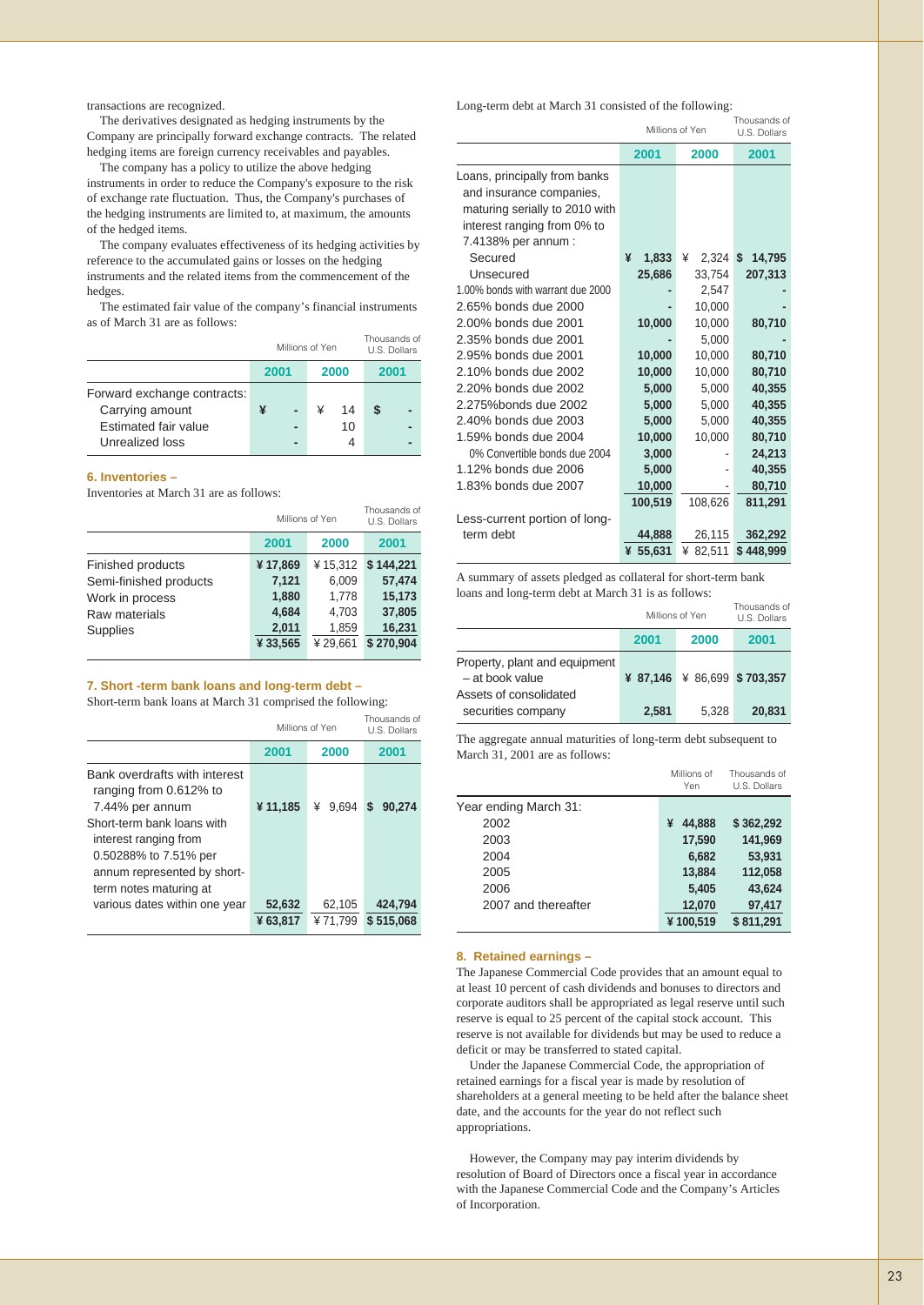transactions are recognized.

The derivatives designated as hedging instruments by the Company are principally forward exchange contracts. The related hedging items are foreign currency receivables and payables.

The company has a policy to utilize the above hedging instruments in order to reduce the Company's exposure to the risk of exchange rate fluctuation. Thus, the Company's purchases of the hedging instruments are limited to, at maximum, the amounts of the hedged items.

The company evaluates effectiveness of its hedging activities by reference to the accumulated gains or losses on the hedging instruments and the related items from the commencement of the hedges.

The estimated fair value of the company's financial instruments as of March 31 are as follows:

| | Millions of Yen | | Thousands of U.S. Dollars |
|---|---|---|---|
| | 2001 | 2000 | 2001 |
| Forward exchange contracts: | | | |
| Carrying amount | ¥ - | ¥ 14 | $ - |
| Estimated fair value | - | 10 | - |
| Unrealized loss | - | 4 | - |

### 6. Inventories –

Inventories at March 31 are as follows:

| | Millions of Yen | | Thousands of U.S. Dollars |
|---|---|---|---|
| | 2001 | 2000 | 2001 |
| Finished products | ¥ 17,869 | ¥ 15,312 | $ 144,221 |
| Semi-finished products | 7,121 | 6,009 | 57,474 |
| Work in process | 1,880 | 1,778 | 15,173 |
| Raw materials | 4,684 | 4,703 | 37,805 |
| Supplies | 2,011 | 1,859 | 16,231 |
| | ¥ 33,565 | ¥ 29,661 | $ 270,904 |

### 7. Short -term bank loans and long-term debt –

Short-term bank loans at March 31 comprised the following:

| | Millions of Yen | | Thousands of U.S. Dollars |
|---|---|---|---|
| | 2001 | 2000 | 2001 |
| Bank overdrafts with interest ranging from 0.612% to 7.44% per annum | ¥ 11,185 | ¥ 9,694 | $ 90,274 |
| Short-term bank loans with interest ranging from 0.50288% to 7.51% per annum represented by short-term notes maturing at various dates within one year | 52,632 | 62,105 | 424,794 |
| | ¥ 63,817 | ¥ 71,799 | $ 515,068 |

Long-term debt at March 31 consisted of the following:

| | Millions of Yen | | Thousands of U.S. Dollars |
|---|---|---|---|
| | 2001 | 2000 | 2001 |
| Loans, principally from banks and insurance companies, maturing serially to 2010 with interest ranging from 0% to 7.4138% per annum : | | | |
| Secured | ¥ 1,833 | ¥ 2,324 | $ 14,795 |
| Unsecured | 25,686 | 33,754 | 207,313 |
| 1.00% bonds with warrant due 2000 | - | 2,547 | - |
| 2.65% bonds due 2000 | - | 10,000 | - |
| 2.00% bonds due 2001 | 10,000 | 10,000 | 80,710 |
| 2.35% bonds due 2001 | - | 5,000 | - |
| 2.95% bonds due 2001 | 10,000 | 10,000 | 80,710 |
| 2.10% bonds due 2002 | 10,000 | 10,000 | 80,710 |
| 2.20% bonds due 2002 | 5,000 | 5,000 | 40,355 |
| 2.275%bonds due 2002 | 5,000 | 5,000 | 40,355 |
| 2.40% bonds due 2003 | 5,000 | 5,000 | 40,355 |
| 1.59% bonds due 2004 | 10,000 | 10,000 | 80,710 |
| 0% Convertible bonds due 2004 | 3,000 | - | 24,213 |
| 1.12% bonds due 2006 | 5,000 | - | 40,355 |
| 1.83% bonds due 2007 | 10,000 | - | 80,710 |
| | 100,519 | 108,626 | 811,291 |
| Less-current portion of long-term debt | 44,888 | 26,115 | 362,292 |
| | ¥ 55,631 | ¥ 82,511 | $ 448,999 |

A summary of assets pledged as collateral for short-term bank loans and long-term debt at March 31 is as follows:

| | Millions of Yen | | Thousands of U.S. Dollars |
|---|---|---|---|
| | 2001 | 2000 | 2001 |
| Property, plant and equipment – at book value | ¥ 87,146 | ¥ 86,699 | $ 703,357 |
| Assets of consolidated securities company | 2,581 | 5,328 | 20,831 |

The aggregate annual maturities of long-term debt subsequent to March 31, 2001 are as follows:

| | Millions of Yen | Thousands of U.S. Dollars |
|---|---|---|
| Year ending March 31: | | |
| 2002 | ¥ 44,888 | $ 362,292 |
| 2003 | 17,590 | 141,969 |
| 2004 | 6,682 | 53,931 |
| 2005 | 13,884 | 112,058 |
| 2006 | 5,405 | 43,624 |
| 2007 and thereafter | 12,070 | 97,417 |
| | ¥ 100,519 | $ 811,291 |

### 8. Retained earnings –

The Japanese Commercial Code provides that an amount equal to at least 10 percent of cash dividends and bonuses to directors and corporate auditors shall be appropriated as legal reserve until such reserve is equal to 25 percent of the capital stock account. This reserve is not available for dividends but may be used to reduce a deficit or may be transferred to stated capital.

Under the Japanese Commercial Code, the appropriation of retained earnings for a fiscal year is made by resolution of shareholders at a general meeting to be held after the balance sheet date, and the accounts for the year do not reflect such appropriations.

However, the Company may pay interim dividends by resolution of Board of Directors once a fiscal year in accordance with the Japanese Commercial Code and the Company's Articles of Incorporation.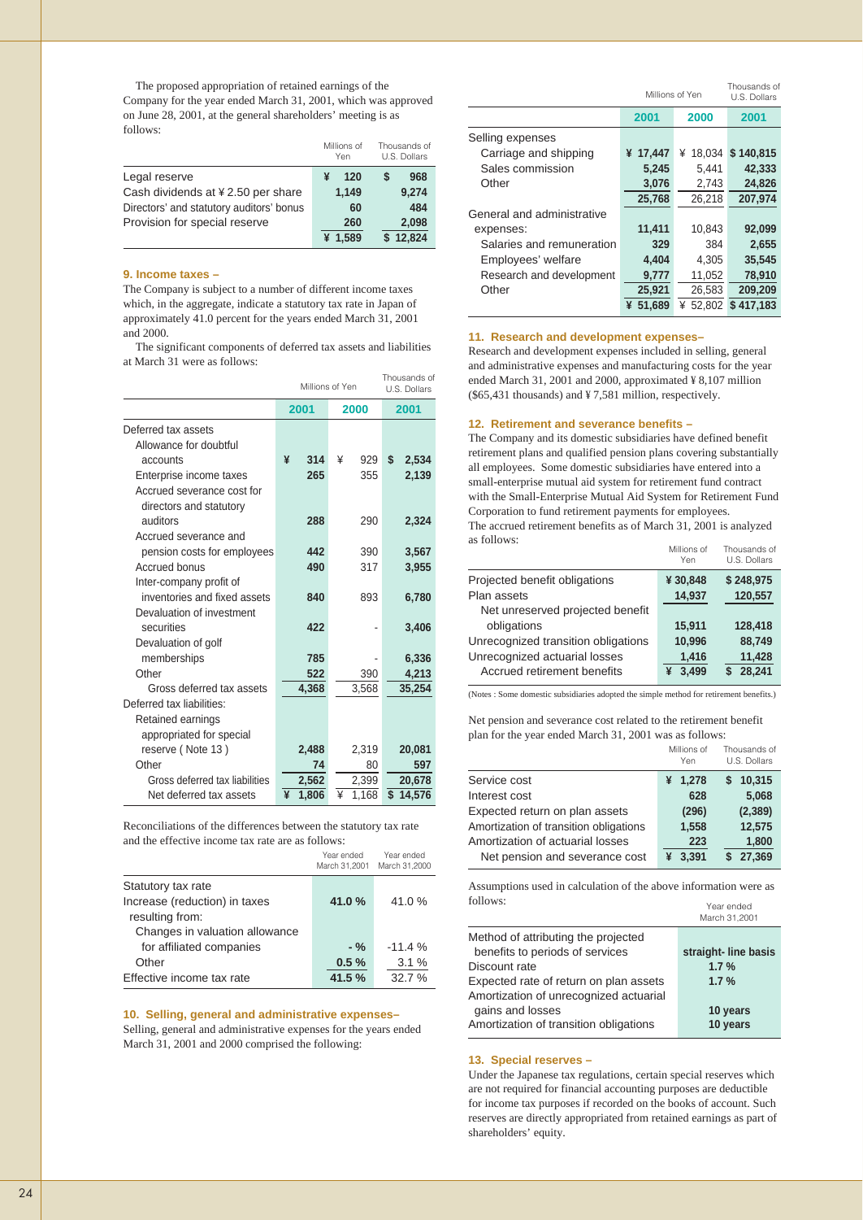The proposed appropriation of retained earnings of the Company for the year ended March 31, 2001, which was approved on June 28, 2001, at the general shareholders' meeting is as follows:

| | Millions of Yen | Thousands of U.S. Dollars |
|---|---|---|
| Legal reserve | ¥ 120 | $ 968 |
| Cash dividends at ¥ 2.50 per share | 1,149 | 9,274 |
| Directors' and statutory auditors' bonus | 60 | 484 |
| Provision for special reserve | 260 | 2,098 |
| | ¥ 1,589 | $ 12,824 |

### 9. Income taxes –

The Company is subject to a number of different income taxes which, in the aggregate, indicate a statutory tax rate in Japan of approximately 41.0 percent for the years ended March 31, 2001 and 2000.

The significant components of deferred tax assets and liabilities at March 31 were as follows:

| | Millions of Yen | | Thousands of U.S. Dollars |
|---|---|---|---|
| | 2001 | 2000 | 2001 |
| Deferred tax assets | | | |
| Allowance for doubtful accounts | ¥ 314 | ¥ 929 | $ 2,534 |
| Enterprise income taxes | 265 | 355 | 2,139 |
| Accrued severance cost for directors and statutory auditors | 288 | 290 | 2,324 |
| Accrued severance and pension costs for employees | 442 | 390 | 3,567 |
| Accrued bonus | 490 | 317 | 3,955 |
| Inter-company profit of inventories and fixed assets | 840 | 893 | 6,780 |
| Devaluation of investment securities | 422 | - | 3,406 |
| Devaluation of golf memberships | 785 | - | 6,336 |
| Other | 522 | 390 | 4,213 |
| Gross deferred tax assets | 4,368 | 3,568 | 35,254 |
| Deferred tax liabilities: | | | |
| Retained earnings appropriated for special reserve ( Note 13 ) | 2,488 | 2,319 | 20,081 |
| Other | 74 | 80 | 597 |
| Gross deferred tax liabilities | 2,562 | 2,399 | 20,678 |
| Net deferred tax assets | ¥ 1,806 | ¥ 1,168 | $ 14,576 |

Reconciliations of the differences between the statutory tax rate and the effective income tax rate are as follows:

| | Year ended March 31,2001 | Year ended March 31,2000 |
|---|---|---|
| Statutory tax rate | | |
| Increase (reduction) in taxes resulting from: | 41.0 % | 41.0 % |
| Changes in valuation allowance for affiliated companies | - % | -11.4 % |
| Other | 0.5 % | 3.1 % |
| Effective income tax rate | 41.5 % | 32.7 % |

### 10. Selling, general and administrative expenses–

Selling, general and administrative expenses for the years ended March 31, 2001 and 2000 comprised the following:

| | Millions of Yen | | Thousands of U.S. Dollars |
|---|---|---|---|
| | 2001 | 2000 | 2001 |
| Selling expenses | | | |
| Carriage and shipping | ¥ 17,447 | ¥ 18,034 | $ 140,815 |
| Sales commission | 5,245 | 5,441 | 42,333 |
| Other | 3,076 | 2,743 | 24,826 |
| | 25,768 | 26,218 | 207,974 |
| General and administrative expenses: | 11,411 | 10,843 | 92,099 |
| Salaries and remuneration | 329 | 384 | 2,655 |
| Employees' welfare | 4,404 | 4,305 | 35,545 |
| Research and development | 9,777 | 11,052 | 78,910 |
| Other | 25,921 | 26,583 | 209,209 |
| | ¥ 51,689 | ¥ 52,802 | $ 417,183 |

### 11. Research and development expenses–

Research and development expenses included in selling, general and administrative expenses and manufacturing costs for the year ended March 31, 2001 and 2000, approximated ¥ 8,107 million ($65,431 thousands) and ¥ 7,581 million, respectively.

### 12. Retirement and severance benefits –

The Company and its domestic subsidiaries have defined benefit retirement plans and qualified pension plans covering substantially all employees. Some domestic subsidiaries have entered into a small-enterprise mutual aid system for retirement fund contract with the Small-Enterprise Mutual Aid System for Retirement Fund Corporation to fund retirement payments for employees.

The accrued retirement benefits as of March 31, 2001 is analyzed as follows:

| | Millions of Yen | Thousands of U.S. Dollars |
|---|---|---|
| Projected benefit obligations | ¥ 30,848 | $ 248,975 |
| Plan assets | 14,937 | 120,557 |
| Net unreserved projected benefit obligations | 15,911 | 128,418 |
| Unrecognized transition obligations | 10,996 | 88,749 |
| Unrecognized actuarial losses | 1,416 | 11,428 |
| Accrued retirement benefits | ¥ 3,499 | $ 28,241 |

(Notes : Some domestic subsidiaries adopted the simple method for retirement benefits.)

Net pension and severance cost related to the retirement benefit plan for the year ended March 31, 2001 was as follows:

| | Millions of Yen | Thousands of U.S. Dollars |
|---|---|---|
| Service cost | ¥ 1,278 | $ 10,315 |
| Interest cost | 628 | 5,068 |
| Expected return on plan assets | (296) | (2,389) |
| Amortization of transition obligations | 1,558 | 12,575 |
| Amortization of actuarial losses | 223 | 1,800 |
| Net pension and severance cost | ¥ 3,391 | $ 27,369 |

Assumptions used in calculation of the above information were as follows:

| | Year ended March 31,2001 |
|---|---|
| Method of attributing the projected benefits to periods of services | straight- line basis |
| Discount rate | 1.7 % |
| Expected rate of return on plan assets | 1.7 % |
| Amortization of unrecognized actuarial gains and losses | 10 years |
| Amortization of transition obligations | 10 years |

### 13. Special reserves –

Under the Japanese tax regulations, certain special reserves which are not required for financial accounting purposes are deductible for income tax purposes if recorded on the books of account. Such reserves are directly appropriated from retained earnings as part of shareholders' equity.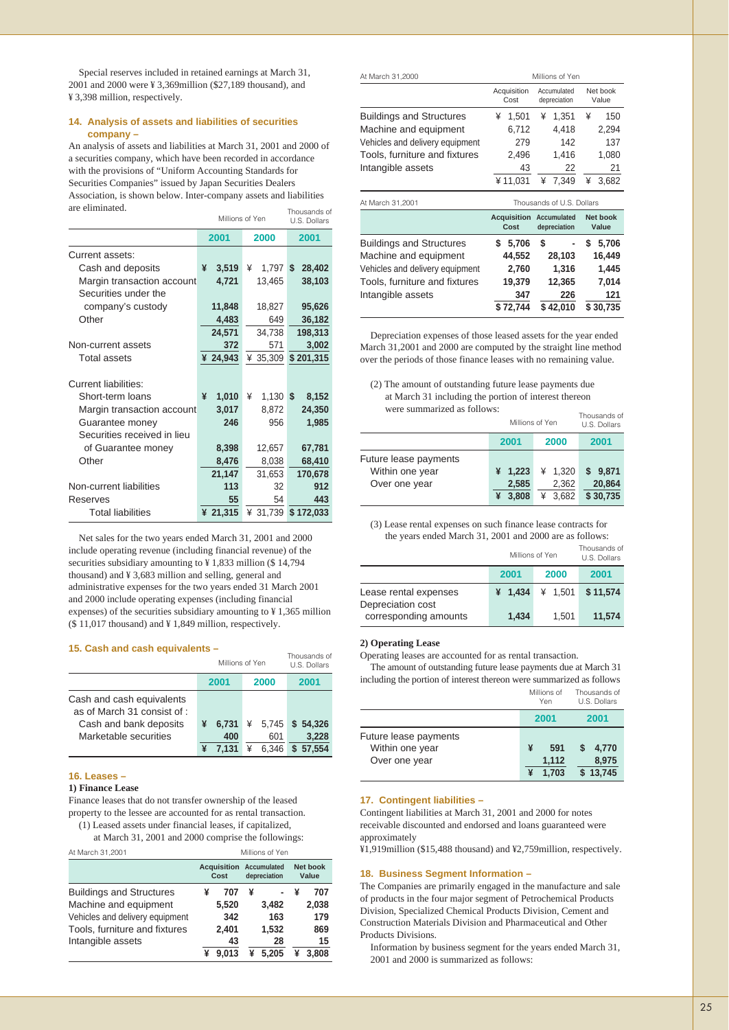Special reserves included in retained earnings at March 31, 2001 and 2000 were ¥ 3,369million ($27,189 thousand), and ¥ 3,398 million, respectively.

### 14. Analysis of assets and liabilities of securities company –

An analysis of assets and liabilities at March 31, 2001 and 2000 of a securities company, which have been recorded in accordance with the provisions of "Uniform Accounting Standards for Securities Companies" issued by Japan Securities Dealers Association, is shown below. Inter-company assets and liabilities are eliminated.

| | Millions of Yen | | Thousands of U.S. Dollars |
|---|---|---|---|
| | 2001 | 2000 | 2001 |
| Current assets: | | | |
| Cash and deposits | ¥ 3,519 | ¥ 1,797 | $ 28,402 |
| Margin transaction account | 4,721 | 13,465 | 38,103 |
| Securities under the company's custody | 11,848 | 18,827 | 95,626 |
| Other | 4,483 | 649 | 36,182 |
| | 24,571 | 34,738 | 198,313 |
| Non-current assets | 372 | 571 | 3,002 |
| Total assets | ¥ 24,943 | ¥ 35,309 | $ 201,315 |
| Current liabilities: | | | |
| Short-term loans | ¥ 1,010 | ¥ 1,130 | $ 8,152 |
| Margin transaction account | 3,017 | 8,872 | 24,350 |
| Guarantee money | 246 | 956 | 1,985 |
| Securities received in lieu of Guarantee money | 8,398 | 12,657 | 67,781 |
| Other | 8,476 | 8,038 | 68,410 |
| | 21,147 | 31,653 | 170,678 |
| Non-current liabilities | 113 | 32 | 912 |
| Reserves | 55 | 54 | 443 |
| Total liabilities | ¥ 21,315 | ¥ 31,739 | $ 172,033 |

Net sales for the two years ended March 31, 2001 and 2000 include operating revenue (including financial revenue) of the securities subsidiary amounting to ¥ 1,833 million ($ 14,794 thousand) and ¥ 3,683 million and selling, general and administrative expenses for the two years ended 31 March 2001 and 2000 include operating expenses (including financial expenses) of the securities subsidiary amounting to ¥ 1,365 million ($ 11,017 thousand) and ¥ 1,849 million, respectively.

### 15. Cash and cash equivalents –

| | Millions of Yen | | Thousands of U.S. Dollars |
|---|---|---|---|
| | 2001 | 2000 | 2001 |
| Cash and cash equivalents as of March 31 consist of : | | | |
| Cash and bank deposits | ¥ 6,731 | ¥ 5,745 | $ 54,326 |
| Marketable securities | 400 | 601 | 3,228 |
| | ¥ 7,131 | ¥ 6,346 | $ 57,554 |

### 16. Leases –

**1) Finance Lease**

Finance leases that do not transfer ownership of the leased property to the lessee are accounted for as rental transaction.

(1) Leased assets under financial leases, if capitalized, at March 31, 2001 and 2000 comprise the followings:

| At March 31,2001 | Millions of Yen | | |
|---|---|---|---|
| | Acquisition Cost | Accumulated depreciation | Net book Value |
| Buildings and Structures | ¥ 707 | ¥ - | ¥ 707 |
| Machine and equipment | 5,520 | 3,482 | 2,038 |
| Vehicles and delivery equipment | 342 | 163 | 179 |
| Tools, furniture and fixtures | 2,401 | 1,532 | 869 |
| Intangible assets | 43 | 28 | 15 |
| | ¥ 9,013 | ¥ 5,205 | ¥ 3,808 |

| At March 31,2000 | Millions of Yen | | |
|---|---|---|---|
| | Acquisition Cost | Accumulated depreciation | Net book Value |
| Buildings and Structures | ¥ 1,501 | ¥ 1,351 | ¥ 150 |
| Machine and equipment | 6,712 | 4,418 | 2,294 |
| Vehicles and delivery equipment | 279 | 142 | 137 |
| Tools, furniture and fixtures | 2,496 | 1,416 | 1,080 |
| Intangible assets | 43 | 22 | 21 |
| | ¥ 11,031 | ¥ 7,349 | ¥ 3,682 |

| At March 31,2001 | Thousands of U.S. Dollars | | |
|---|---|---|---|
| | Acquisition Cost | Accumulated depreciation | Net book Value |
| Buildings and Structures | $ 5,706 | $ - | $ 5,706 |
| Machine and equipment | 44,552 | 28,103 | 16,449 |
| Vehicles and delivery equipment | 2,760 | 1,316 | 1,445 |
| Tools, furniture and fixtures | 19,379 | 12,365 | 7,014 |
| Intangible assets | 347 | 226 | 121 |
| | $ 72,744 | $ 42,010 | $ 30,735 |

Depreciation expenses of those leased assets for the year ended March 31,2001 and 2000 are computed by the straight line method over the periods of those finance leases with no remaining value.

(2) The amount of outstanding future lease payments due at March 31 including the portion of interest thereon were summarized as follows:

| | Millions of Yen | | Thousands of U.S. Dollars |
|---|---|---|---|
| | 2001 | 2000 | 2001 |
| Future lease payments | | | |
| Within one year | ¥ 1,223 | ¥ 1,320 | $ 9,871 |
| Over one year | 2,585 | 2,362 | 20,864 |
| | ¥ 3,808 | ¥ 3,682 | $ 30,735 |

(3) Lease rental expenses on such finance lease contracts for the years ended March 31, 2001 and 2000 are as follows:

| | Millions of Yen | | Thousands of U.S. Dollars |
|---|---|---|---|
| | 2001 | 2000 | 2001 |
| Lease rental expenses | ¥ 1,434 | ¥ 1,501 | $ 11,574 |
| Depreciation cost corresponding amounts | 1,434 | 1,501 | 11,574 |

**2) Operating Lease**

Operating leases are accounted for as rental transaction.

The amount of outstanding future lease payments due at March 31 including the portion of interest thereon were summarized as follows

| | Millions of Yen | Thousands of U.S. Dollars |
|---|---|---|
| | 2001 | 2001 |
| Future lease payments | | |
| Within one year | ¥ 591 | $ 4,770 |
| Over one year | 1,112 | 8,975 |
| | ¥ 1,703 | $ 13,745 |

### 17. Contingent liabilities –

Contingent liabilities at March 31, 2001 and 2000 for notes receivable discounted and endorsed and loans guaranteed were approximately ¥1,919million ($15,488 thousand) and ¥2,759million, respectively.

### 18. Business Segment Information –

The Companies are primarily engaged in the manufacture and sale of products in the four major segment of Petrochemical Products Division, Specialized Chemical Products Division, Cement and Construction Materials Division and Pharmaceutical and Other Products Divisions.

Information by business segment for the years ended March 31, 2001 and 2000 is summarized as follows: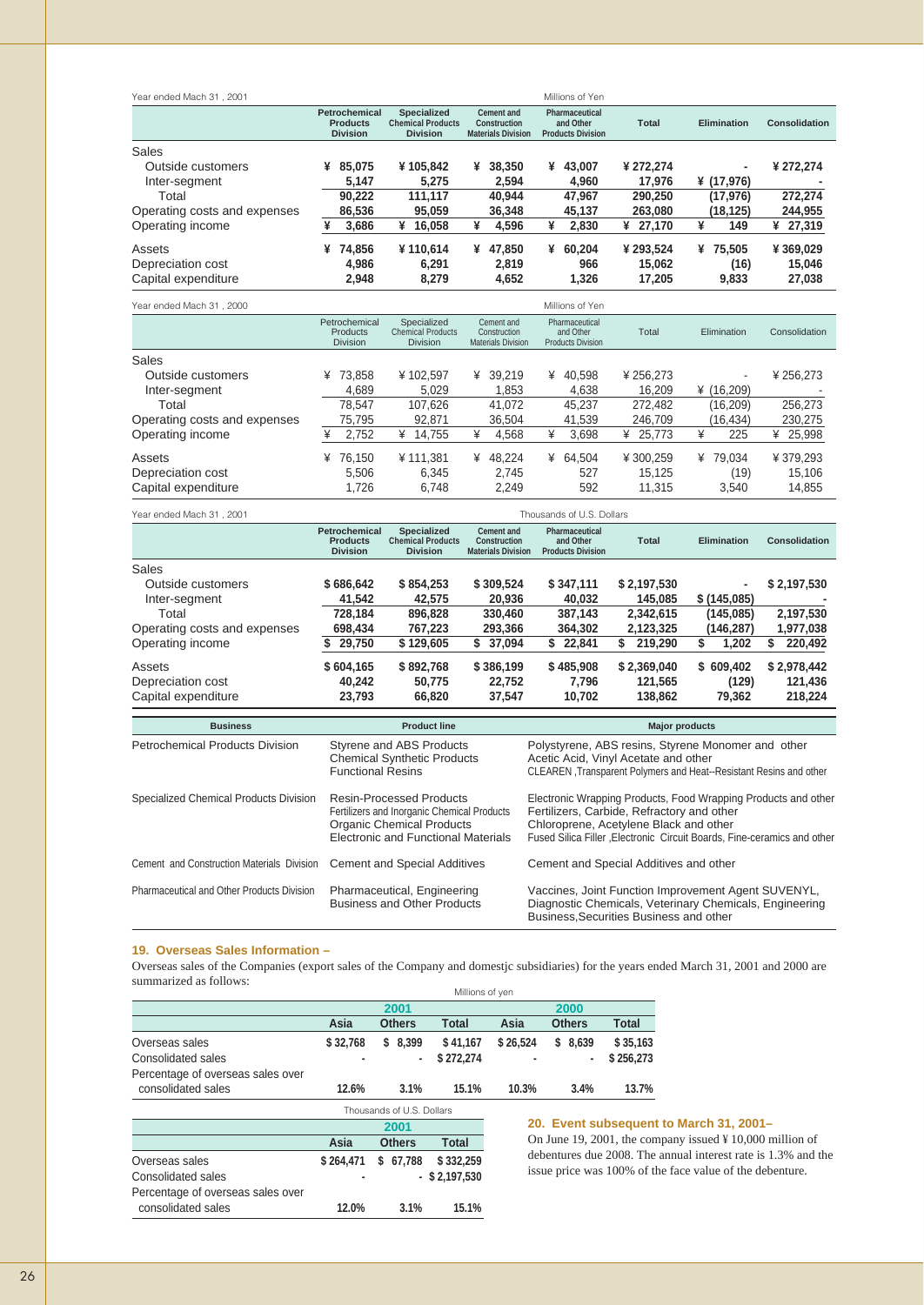Year ended Mach 31 , 2001 — Millions of Yen

| | Petrochemical Products Division | Specialized Chemical Products Division | Cement and Construction Materials Division | Pharmaceutical and Other Products Division | Total | Elimination | Consolidation |
|---|---|---|---|---|---|---|---|
| Sales | | | | | | | |
| Outside customers | ¥ 85,075 | ¥ 105,842 | ¥ 38,350 | ¥ 43,007 | ¥ 272,274 | - | ¥ 272,274 |
| Inter-segment | 5,147 | 5,275 | 2,594 | 4,960 | 17,976 | ¥ (17,976) | - |
| Total | 90,222 | 111,117 | 40,944 | 47,967 | 290,250 | (17,976) | 272,274 |
| Operating costs and expenses | 86,536 | 95,059 | 36,348 | 45,137 | 263,080 | (18,125) | 244,955 |
| Operating income | ¥ 3,686 | ¥ 16,058 | ¥ 4,596 | ¥ 2,830 | ¥ 27,170 | ¥ 149 | ¥ 27,319 |
| Assets | ¥ 74,856 | ¥ 110,614 | ¥ 47,850 | ¥ 60,204 | ¥ 293,524 | ¥ 75,505 | ¥ 369,029 |
| Depreciation cost | 4,986 | 6,291 | 2,819 | 966 | 15,062 | (16) | 15,046 |
| Capital expenditure | 2,948 | 8,279 | 4,652 | 1,326 | 17,205 | 9,833 | 27,038 |

Year ended Mach 31 , 2000 — Millions of Yen

| | Petrochemical Products Division | Specialized Chemical Products Division | Cement and Construction Materials Division | Pharmaceutical and Other Products Division | Total | Elimination | Consolidation |
|---|---|---|---|---|---|---|---|
| Sales | | | | | | | |
| Outside customers | ¥ 73,858 | ¥ 102,597 | ¥ 39,219 | ¥ 40,598 | ¥ 256,273 | - | ¥ 256,273 |
| Inter-segment | 4,689 | 5,029 | 1,853 | 4,638 | 16,209 | ¥ (16,209) | - |
| Total | 78,547 | 107,626 | 41,072 | 45,237 | 272,482 | (16,209) | 256,273 |
| Operating costs and expenses | 75,795 | 92,871 | 36,504 | 41,539 | 246,709 | (16,434) | 230,275 |
| Operating income | ¥ 2,752 | ¥ 14,755 | ¥ 4,568 | ¥ 3,698 | ¥ 25,773 | ¥ 225 | ¥ 25,998 |
| Assets | ¥ 76,150 | ¥ 111,381 | ¥ 48,224 | ¥ 64,504 | ¥ 300,259 | ¥ 79,034 | ¥ 379,293 |
| Depreciation cost | 5,506 | 6,345 | 2,745 | 527 | 15,125 | (19) | 15,106 |
| Capital expenditure | 1,726 | 6,748 | 2,249 | 592 | 11,315 | 3,540 | 14,855 |

Year ended Mach 31 , 2001 — Thousands of U.S. Dollars

| | Petrochemical Products Division | Specialized Chemical Products Division | Cement and Construction Materials Division | Pharmaceutical and Other Products Division | Total | Elimination | Consolidation |
|---|---|---|---|---|---|---|---|
| Sales | | | | | | | |
| Outside customers | $ 686,642 | $ 854,253 | $ 309,524 | $ 347,111 | $ 2,197,530 | - | $ 2,197,530 |
| Inter-segment | 41,542 | 42,575 | 20,936 | 40,032 | 145,085 | $ (145,085) | - |
| Total | 728,184 | 896,828 | 330,460 | 387,143 | 2,342,615 | (145,085) | 2,197,530 |
| Operating costs and expenses | 698,434 | 767,223 | 293,366 | 364,302 | 2,123,325 | (146,287) | 1,977,038 |
| Operating income | $ 29,750 | $ 129,605 | $ 37,094 | $ 22,841 | $ 219,290 | $ 1,202 | $ 220,492 |
| Assets | $ 604,165 | $ 892,768 | $ 386,199 | $ 485,908 | $ 2,369,040 | $ 609,402 | $ 2,978,442 |
| Depreciation cost | 40,242 | 50,775 | 22,752 | 7,796 | 121,565 | (129) | 121,436 |
| Capital expenditure | 23,793 | 66,820 | 37,547 | 10,702 | 138,862 | 79,362 | 218,224 |

| Business | Product line | Major products |
|---|---|---|
| Petrochemical Products Division | Styrene and ABS Products<br>Chemical Synthetic Products<br>Functional Resins | Polystyrene, ABS resins, Styrene Monomer and other<br>Acetic Acid, Vinyl Acetate and other<br>CLEAREN ,Transparent Polymers and Heat--Resistant Resins and other |
| Specialized Chemical Products Division | Resin-Processed Products<br>Fertilizers and Inorganic Chemical Products<br>Organic Chemical Products<br>Electronic and Functional Materials | Electronic Wrapping Products, Food Wrapping Products and other<br>Fertilizers, Carbide, Refractory and other<br>Chloroprene, Acetylene Black and other<br>Fused Silica Filler ,Electronic Circuit Boards, Fine-ceramics and other |
| Cement and Construction Materials Division | Cement and Special Additives | Cement and Special Additives and other |
| Pharmaceutical and Other Products Division | Pharmaceutical, Engineering Business and Other Products | Vaccines, Joint Function Improvement Agent SUVENYL, Diagnostic Chemicals, Veterinary Chemicals, Engineering Business,Securities Business and other |

## 19. Overseas Sales Information –

Overseas sales of the Companies (export sales of the Company and domestjc subsidiaries) for the years ended March 31, 2001 and 2000 are summarized as follows:

Millions of yen

| | 2001 | | | 2000 | | |
|---|---|---|---|---|---|---|
| | Asia | Others | Total | Asia | Others | Total |
| Overseas sales | $ 32,768 | $ 8,399 | $ 41,167 | $ 26,524 | $ 8,639 | $ 35,163 |
| Consolidated sales | - | - | $ 272,274 | - | - | $ 256,273 |
| Percentage of overseas sales over consolidated sales | 12.6% | 3.1% | 15.1% | 10.3% | 3.4% | 13.7% |

Thousands of U.S. Dollars

| | 2001 | | |
|---|---|---|---|
| | Asia | Others | Total |
| Overseas sales | $ 264,471 | $ 67,788 | $ 332,259 |
| Consolidated sales | - | - | $ 2,197,530 |
| Percentage of overseas sales over consolidated sales | 12.0% | 3.1% | 15.1% |

## 20. Event subsequent to March 31, 2001–

On June 19, 2001, the company issued ¥ 10,000 million of debentures due 2008. The annual interest rate is 1.3% and the issue price was 100% of the face value of the debenture.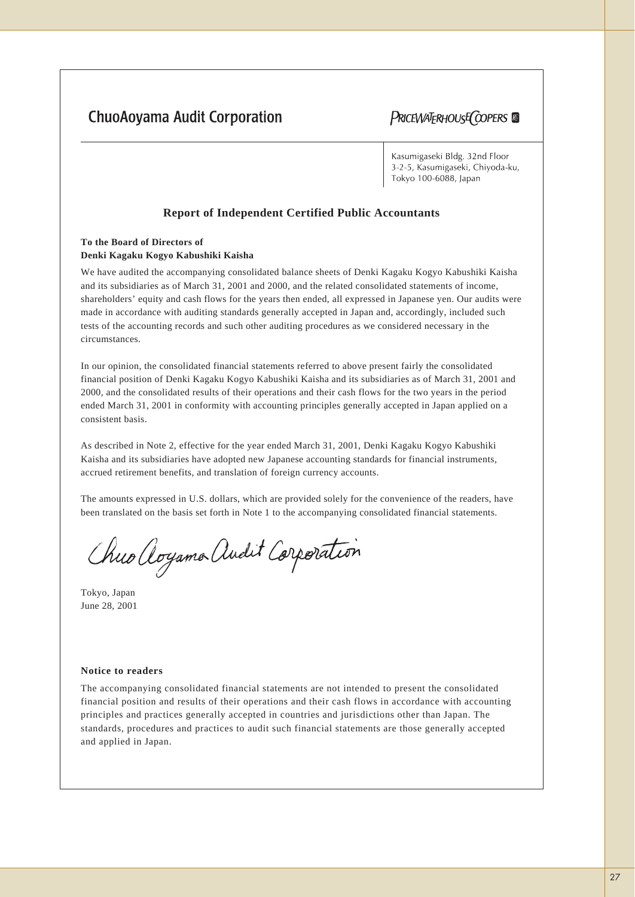ChuoAoyama Audit Corporation

PRICEWATERHOUSECOOPERS

Kasumigaseki Bldg. 32nd Floor
3-2-5, Kasumigaseki, Chiyoda-ku,
Tokyo 100-6088, Japan

## Report of Independent Certified Public Accountants

**To the Board of Directors of**
**Denki Kagaku Kogyo Kabushiki Kaisha**

We have audited the accompanying consolidated balance sheets of Denki Kagaku Kogyo Kabushiki Kaisha and its subsidiaries as of March 31, 2001 and 2000, and the related consolidated statements of income, shareholders' equity and cash flows for the years then ended, all expressed in Japanese yen. Our audits were made in accordance with auditing standards generally accepted in Japan and, accordingly, included such tests of the accounting records and such other auditing procedures as we considered necessary in the circumstances.

In our opinion, the consolidated financial statements referred to above present fairly the consolidated financial position of Denki Kagaku Kogyo Kabushiki Kaisha and its subsidiaries as of March 31, 2001 and 2000, and the consolidated results of their operations and their cash flows for the two years in the period ended March 31, 2001 in conformity with accounting principles generally accepted in Japan applied on a consistent basis.

As described in Note 2, effective for the year ended March 31, 2001, Denki Kagaku Kogyo Kabushiki Kaisha and its subsidiaries have adopted new Japanese accounting standards for financial instruments, accrued retirement benefits, and translation of foreign currency accounts.

The amounts expressed in U.S. dollars, which are provided solely for the convenience of the readers, have been translated on the basis set forth in Note 1 to the accompanying consolidated financial statements.

ChuoAoyama Audit Corporation

Tokyo, Japan
June 28, 2001

**Notice to readers**

The accompanying consolidated financial statements are not intended to present the consolidated financial position and results of their operations and their cash flows in accordance with accounting principles and practices generally accepted in countries and jurisdictions other than Japan. The standards, procedures and practices to audit such financial statements are those generally accepted and applied in Japan.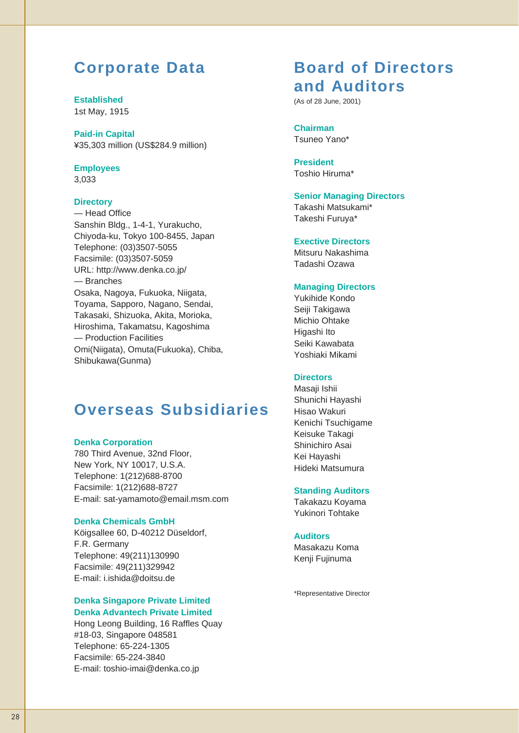## Corporate Data

**Established**
1st May, 1915

**Paid-in Capital**
¥35,303 million (US$284.9 million)

**Employees**
3,033

**Directory**
— Head Office
Sanshin Bldg., 1-4-1, Yurakucho,
Chiyoda-ku, Tokyo 100-8455, Japan
Telephone: (03)3507-5055
Facsimile: (03)3507-5059
URL: http://www.denka.co.jp/
— Branches
Osaka, Nagoya, Fukuoka, Niigata,
Toyama, Sapporo, Nagano, Sendai,
Takasaki, Shizuoka, Akita, Morioka,
Hiroshima, Takamatsu, Kagoshima
— Production Facilities
Omi(Niigata), Omuta(Fukuoka), Chiba,
Shibukawa(Gunma)

## Overseas Subsidiaries

**Denka Corporation**
780 Third Avenue, 32nd Floor,
New York, NY 10017, U.S.A.
Telephone: 1(212)688-8700
Facsimile: 1(212)688-8727
E-mail: sat-yamamoto@email.msm.com

**Denka Chemicals GmbH**
Köigsallee 60, D-40212 Düseldorf,
F.R. Germany
Telephone: 49(211)130990
Facsimile: 49(211)329942
E-mail: i.ishida@doitsu.de

**Denka Singapore Private Limited**
**Denka Advantech Private Limited**
Hong Leong Building, 16 Raffles Quay
#18-03, Singapore 048581
Telephone: 65-224-1305
Facsimile: 65-224-3840
E-mail: toshio-imai@denka.co.jp

## Board of Directors and Auditors

(As of 28 June, 2001)

**Chairman**
Tsuneo Yano*

**President**
Toshio Hiruma*

**Senior Managing Directors**
Takashi Matsukami*
Takeshi Furuya*

**Exective Directors**
Mitsuru Nakashima
Tadashi Ozawa

**Managing Directors**
Yukihide Kondo
Seiji Takigawa
Michio Ohtake
Higashi Ito
Seiki Kawabata
Yoshiaki Mikami

**Directors**
Masaji Ishii
Shunichi Hayashi
Hisao Wakuri
Kenichi Tsuchigame
Keisuke Takagi
Shinichiro Asai
Kei Hayashi
Hideki Matsumura

**Standing Auditors**
Takakazu Koyama
Yukinori Tohtake

**Auditors**
Masakazu Koma
Kenji Fujinuma

*Representative Director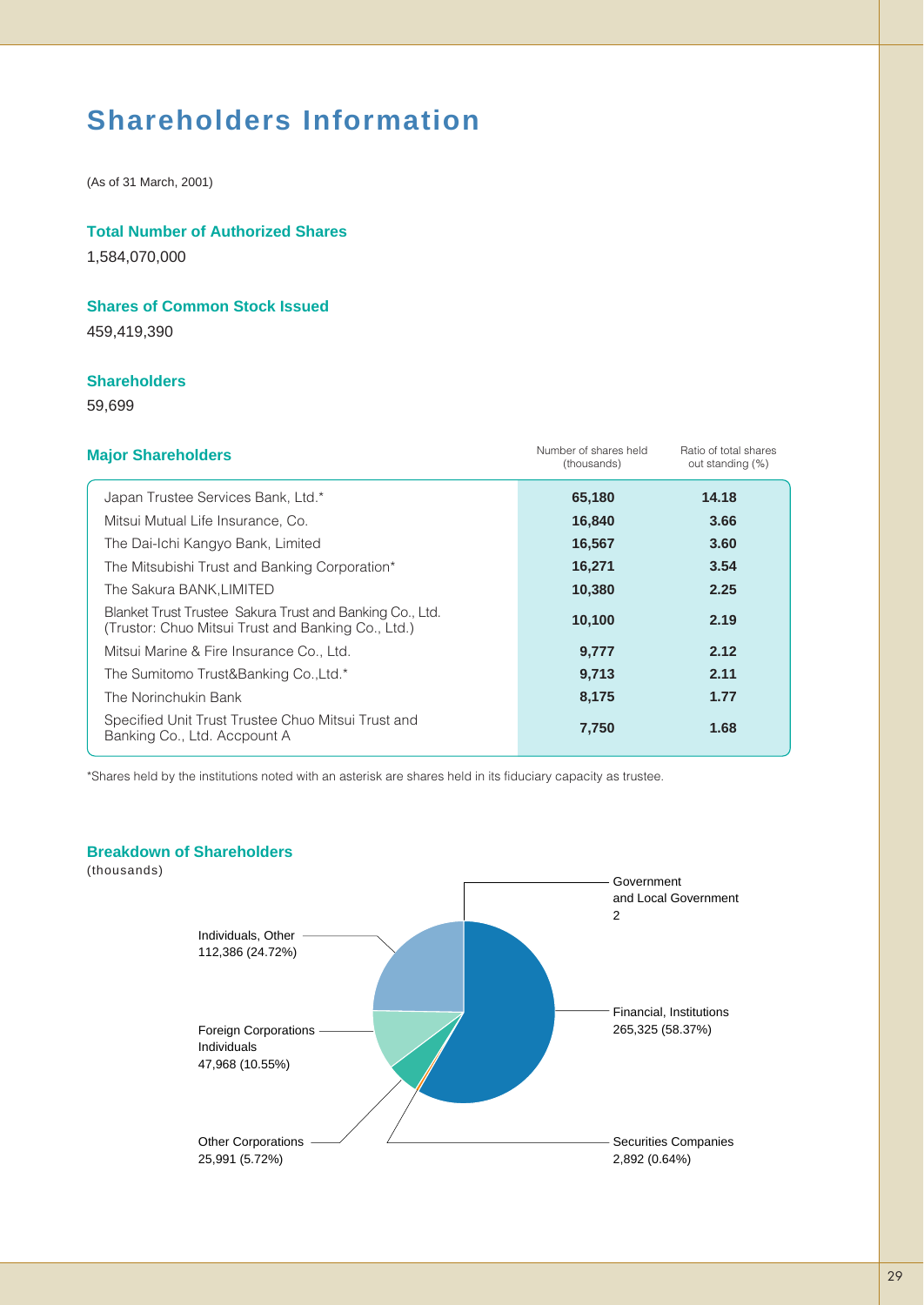# Shareholders Information

(As of 31 March, 2001)

### Total Number of Authorized Shares

1,584,070,000

### Shares of Common Stock Issued

459,419,390

### Shareholders

59,699

### Major Shareholders

| | Number of shares held (thousands) | Ratio of total shares out standing (%) |
|---|---|---|
| Japan Trustee Services Bank, Ltd.* | **65,180** | **14.18** |
| Mitsui Mutual Life Insurance, Co. | **16,840** | **3.66** |
| The Dai-Ichi Kangyo Bank, Limited | **16,567** | **3.60** |
| The Mitsubishi Trust and Banking Corporation* | **16,271** | **3.54** |
| The Sakura BANK,LIMITED | **10,380** | **2.25** |
| Blanket Trust Trustee Sakura Trust and Banking Co., Ltd. (Trustor: Chuo Mitsui Trust and Banking Co., Ltd.) | **10,100** | **2.19** |
| Mitsui Marine & Fire Insurance Co., Ltd. | **9,777** | **2.12** |
| The Sumitomo Trust&Banking Co.,Ltd.* | **9,713** | **2.11** |
| The Norinchukin Bank | **8,175** | **1.77** |
| Specified Unit Trust Trustee Chuo Mitsui Trust and Banking Co., Ltd. Accpount A | **7,750** | **1.68** |

*Shares held by the institutions noted with an asterisk are shares held in its fiduciary capacity as trustee.

### Breakdown of Shareholders

(thousands)

- Government and Local Government: 2
- Financial, Institutions: 265,325 (58.37%)
- Securities Companies: 2,892 (0.64%)
- Other Corporations: 25,991 (5.72%)
- Foreign Corporations Individuals: 47,968 (10.55%)
- Individuals, Other: 112,386 (24.72%)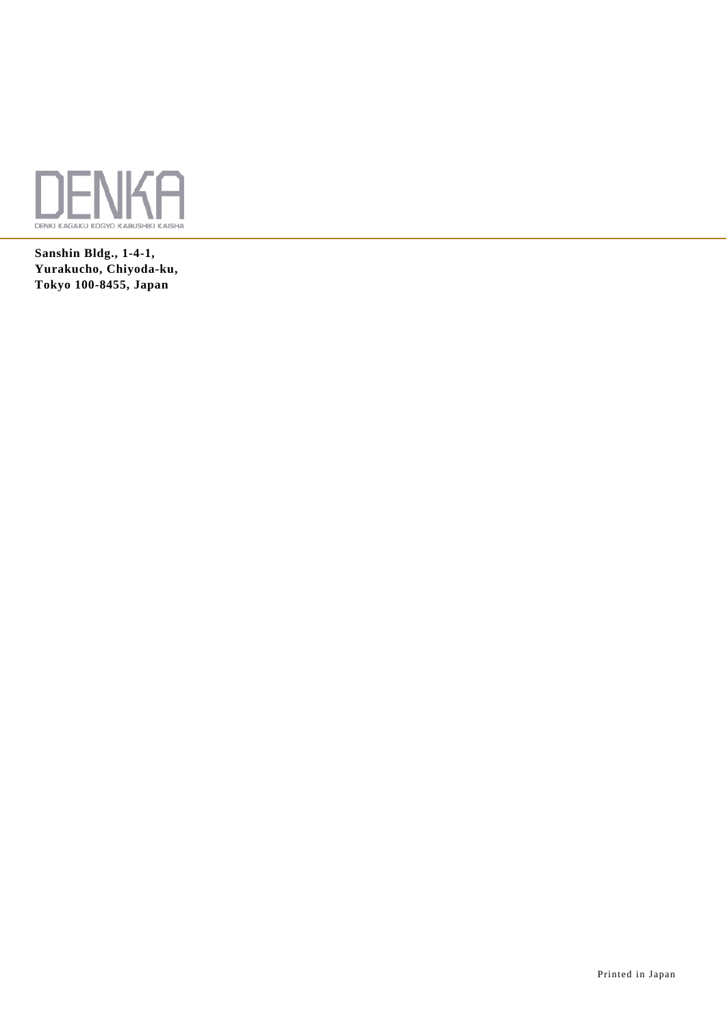DENKA

DENKI KAGAKU KOGYO KABUSHIKI KAISHA

**Sanshin Bldg., 1-4-1,**
**Yurakucho, Chiyoda-ku,**
**Tokyo 100-8455, Japan**

Printed in Japan